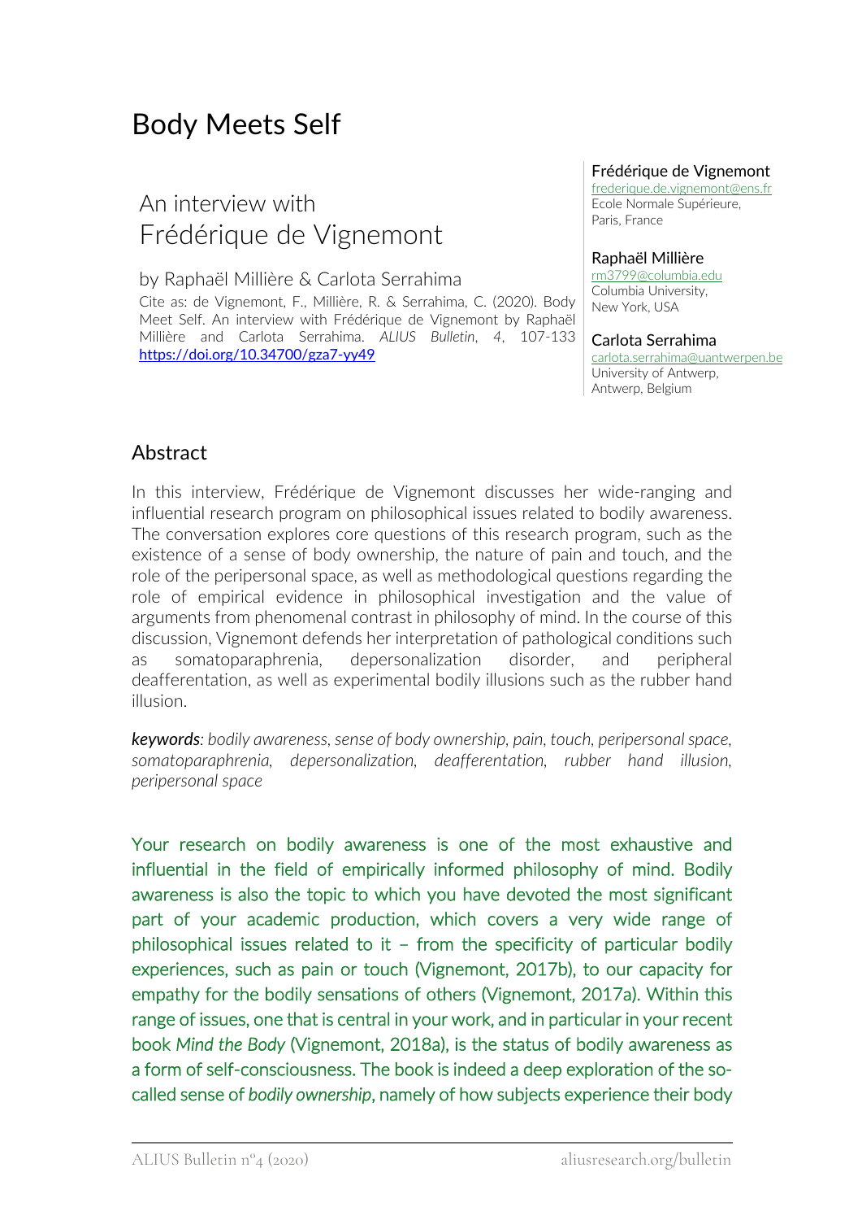# Body Meets Self

## An interview with Frédérique de Vignemont

by Raphaël Millière & Carlota Serrahima

Cite as: de Vignemont, F., Millière, R. & Serrahima, C. (2020). Body Meet Self. An interview with Frédérique de Vignemont by Raphaël Millière and Carlota Serrahima. *ALIUS Bulletin*, 4, 107-133 https://doi.org/10.34700/gza7-yy49

**Frédérique de Vignemont**
frederique.de.vignemont@ens.fr
Ecole Normale Supérieure, Paris, France

**Raphaël Millière**
rm3799@columbia.edu
Columbia University, New York, USA

**Carlota Serrahima**
carlota.serrahima@uantwerpen.be
University of Antwerp, Antwerp, Belgium

## Abstract

In this interview, Frédérique de Vignemont discusses her wide-ranging and influential research program on philosophical issues related to bodily awareness. The conversation explores core questions of this research program, such as the existence of a sense of body ownership, the nature of pain and touch, and the role of the peripersonal space, as well as methodological questions regarding the role of empirical evidence in philosophical investigation and the value of arguments from phenomenal contrast in philosophy of mind. In the course of this discussion, Vignemont defends her interpretation of pathological conditions such as somatoparaphrenia, depersonalization disorder, and peripheral deafferentation, as well as experimental bodily illusions such as the rubber hand illusion.

***keywords***: *bodily awareness, sense of body ownership, pain, touch, peripersonal space, somatoparaphrenia, depersonalization, deafferentation, rubber hand illusion, peripersonal space*

Your research on bodily awareness is one of the most exhaustive and influential in the field of empirically informed philosophy of mind. Bodily awareness is also the topic to which you have devoted the most significant part of your academic production, which covers a very wide range of philosophical issues related to it – from the specificity of particular bodily experiences, such as pain or touch (Vignemont, 2017b), to our capacity for empathy for the bodily sensations of others (Vignemont, 2017a). Within this range of issues, one that is central in your work, and in particular in your recent book *Mind the Body* (Vignemont, 2018a), is the status of bodily awareness as a form of self-consciousness. The book is indeed a deep exploration of the so-called sense of *bodily ownership*, namely of how subjects experience their body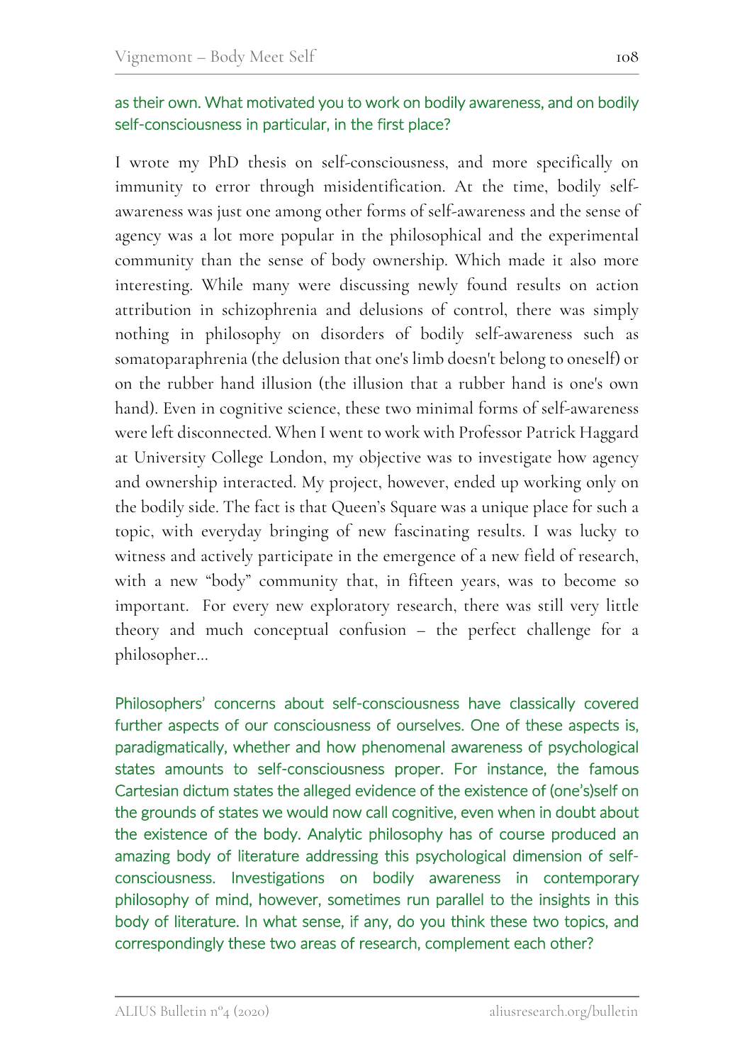as their own. What motivated you to work on bodily awareness, and on bodily self-consciousness in particular, in the first place?

I wrote my PhD thesis on self-consciousness, and more specifically on immunity to error through misidentification. At the time, bodily self-awareness was just one among other forms of self-awareness and the sense of agency was a lot more popular in the philosophical and the experimental community than the sense of body ownership. Which made it also more interesting. While many were discussing newly found results on action attribution in schizophrenia and delusions of control, there was simply nothing in philosophy on disorders of bodily self-awareness such as somatoparaphrenia (the delusion that one's limb doesn't belong to oneself) or on the rubber hand illusion (the illusion that a rubber hand is one's own hand). Even in cognitive science, these two minimal forms of self-awareness were left disconnected. When I went to work with Professor Patrick Haggard at University College London, my objective was to investigate how agency and ownership interacted. My project, however, ended up working only on the bodily side. The fact is that Queen's Square was a unique place for such a topic, with everyday bringing of new fascinating results. I was lucky to witness and actively participate in the emergence of a new field of research, with a new "body" community that, in fifteen years, was to become so important. For every new exploratory research, there was still very little theory and much conceptual confusion – the perfect challenge for a philosopher…

Philosophers' concerns about self-consciousness have classically covered further aspects of our consciousness of ourselves. One of these aspects is, paradigmatically, whether and how phenomenal awareness of psychological states amounts to self-consciousness proper. For instance, the famous Cartesian dictum states the alleged evidence of the existence of (one's)self on the grounds of states we would now call cognitive, even when in doubt about the existence of the body. Analytic philosophy has of course produced an amazing body of literature addressing this psychological dimension of self-consciousness. Investigations on bodily awareness in contemporary philosophy of mind, however, sometimes run parallel to the insights in this body of literature. In what sense, if any, do you think these two topics, and correspondingly these two areas of research, complement each other?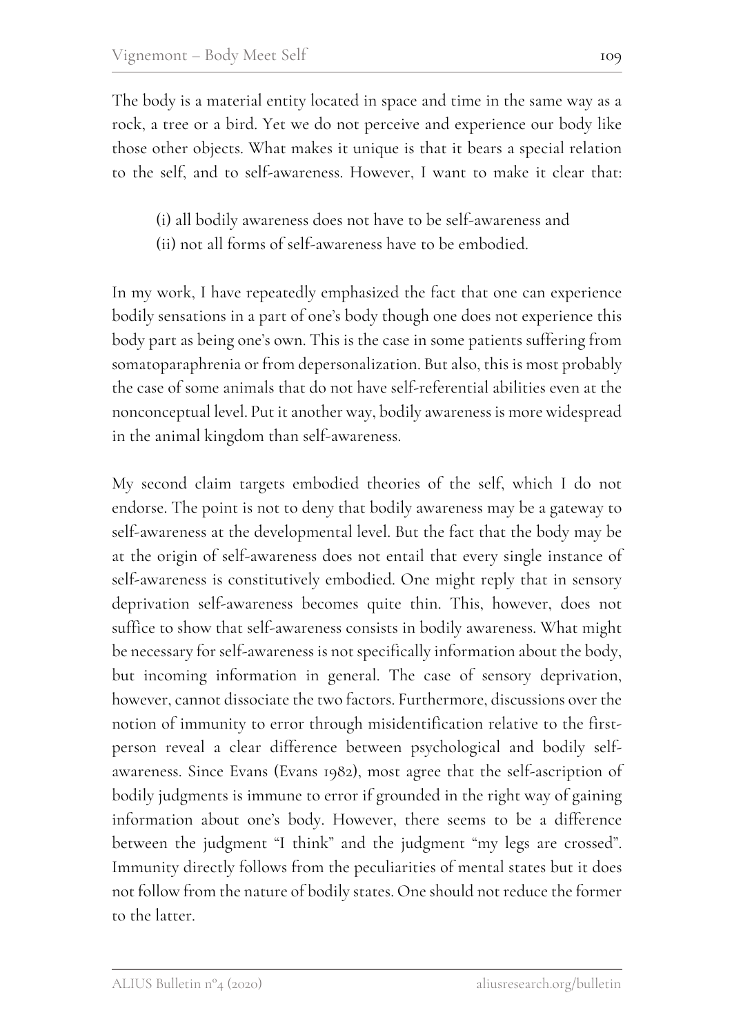The body is a material entity located in space and time in the same way as a rock, a tree or a bird. Yet we do not perceive and experience our body like those other objects. What makes it unique is that it bears a special relation to the self, and to self-awareness. However, I want to make it clear that:

(i) all bodily awareness does not have to be self-awareness and
(ii) not all forms of self-awareness have to be embodied.

In my work, I have repeatedly emphasized the fact that one can experience bodily sensations in a part of one's body though one does not experience this body part as being one's own. This is the case in some patients suffering from somatoparaphrenia or from depersonalization. But also, this is most probably the case of some animals that do not have self-referential abilities even at the nonconceptual level. Put it another way, bodily awareness is more widespread in the animal kingdom than self-awareness.

My second claim targets embodied theories of the self, which I do not endorse. The point is not to deny that bodily awareness may be a gateway to self-awareness at the developmental level. But the fact that the body may be at the origin of self-awareness does not entail that every single instance of self-awareness is constitutively embodied. One might reply that in sensory deprivation self-awareness becomes quite thin. This, however, does not suffice to show that self-awareness consists in bodily awareness. What might be necessary for self-awareness is not specifically information about the body, but incoming information in general. The case of sensory deprivation, however, cannot dissociate the two factors. Furthermore, discussions over the notion of immunity to error through misidentification relative to the first-person reveal a clear difference between psychological and bodily self-awareness. Since Evans (Evans 1982), most agree that the self-ascription of bodily judgments is immune to error if grounded in the right way of gaining information about one's body. However, there seems to be a difference between the judgment "I think" and the judgment "my legs are crossed". Immunity directly follows from the peculiarities of mental states but it does not follow from the nature of bodily states. One should not reduce the former to the latter.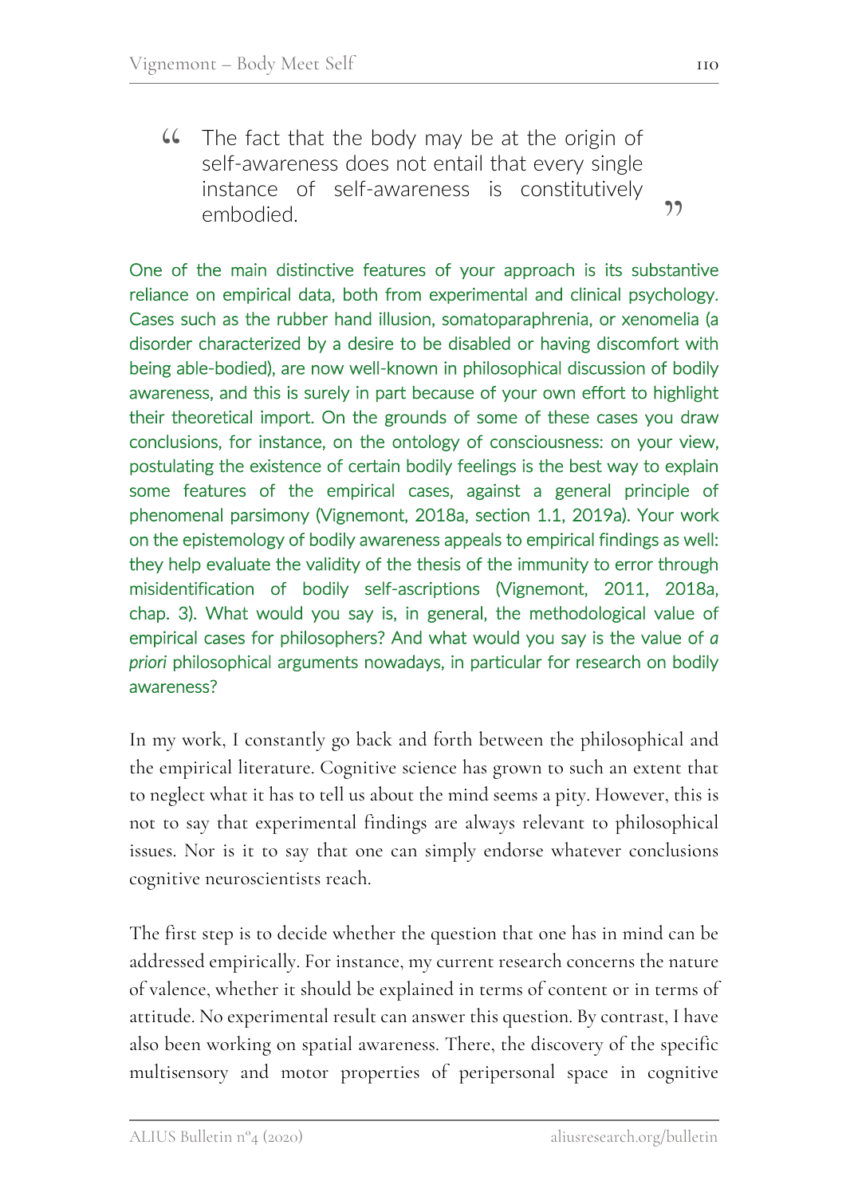> The fact that the body may be at the origin of self-awareness does not entail that every single instance of self-awareness is constitutively embodied.

One of the main distinctive features of your approach is its substantive reliance on empirical data, both from experimental and clinical psychology. Cases such as the rubber hand illusion, somatoparaphrenia, or xenomelia (a disorder characterized by a desire to be disabled or having discomfort with being able-bodied), are now well-known in philosophical discussion of bodily awareness, and this is surely in part because of your own effort to highlight their theoretical import. On the grounds of some of these cases you draw conclusions, for instance, on the ontology of consciousness: on your view, postulating the existence of certain bodily feelings is the best way to explain some features of the empirical cases, against a general principle of phenomenal parsimony (Vignemont, 2018a, section 1.1, 2019a). Your work on the epistemology of bodily awareness appeals to empirical findings as well: they help evaluate the validity of the thesis of the immunity to error through misidentification of bodily self-ascriptions (Vignemont, 2011, 2018a, chap. 3). What would you say is, in general, the methodological value of empirical cases for philosophers? And what would you say is the value of *a priori* philosophical arguments nowadays, in particular for research on bodily awareness?

In my work, I constantly go back and forth between the philosophical and the empirical literature. Cognitive science has grown to such an extent that to neglect what it has to tell us about the mind seems a pity. However, this is not to say that experimental findings are always relevant to philosophical issues. Nor is it to say that one can simply endorse whatever conclusions cognitive neuroscientists reach.

The first step is to decide whether the question that one has in mind can be addressed empirically. For instance, my current research concerns the nature of valence, whether it should be explained in terms of content or in terms of attitude. No experimental result can answer this question. By contrast, I have also been working on spatial awareness. There, the discovery of the specific multisensory and motor properties of peripersonal space in cognitive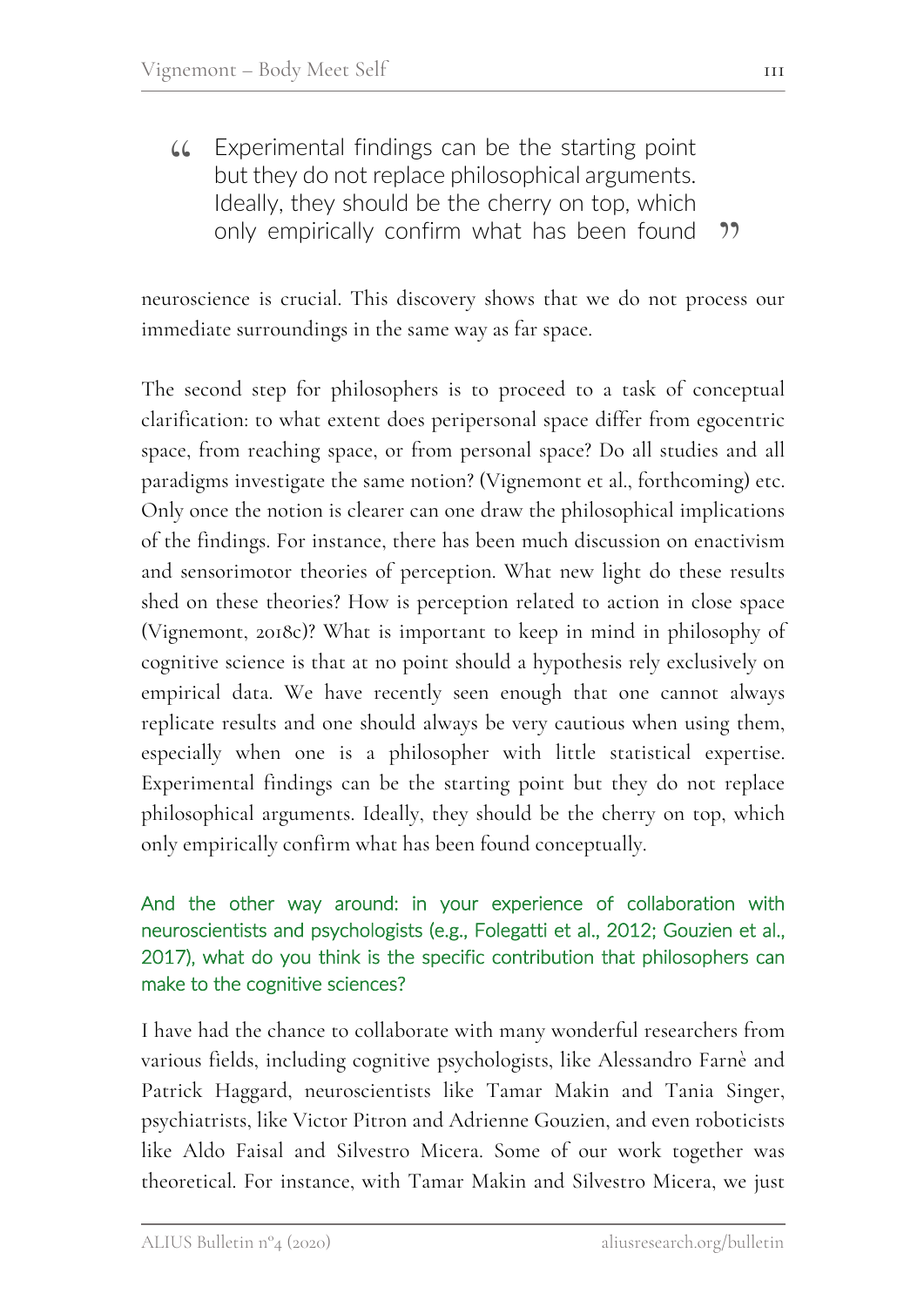> Experimental findings can be the starting point but they do not replace philosophical arguments. Ideally, they should be the cherry on top, which only empirically confirm what has been found

neuroscience is crucial. This discovery shows that we do not process our immediate surroundings in the same way as far space.

The second step for philosophers is to proceed to a task of conceptual clarification: to what extent does peripersonal space differ from egocentric space, from reaching space, or from personal space? Do all studies and all paradigms investigate the same notion? (Vignemont et al., forthcoming) etc. Only once the notion is clearer can one draw the philosophical implications of the findings. For instance, there has been much discussion on enactivism and sensorimotor theories of perception. What new light do these results shed on these theories? How is perception related to action in close space (Vignemont, 2018c)? What is important to keep in mind in philosophy of cognitive science is that at no point should a hypothesis rely exclusively on empirical data. We have recently seen enough that one cannot always replicate results and one should always be very cautious when using them, especially when one is a philosopher with little statistical expertise. Experimental findings can be the starting point but they do not replace philosophical arguments. Ideally, they should be the cherry on top, which only empirically confirm what has been found conceptually.

**And the other way around: in your experience of collaboration with neuroscientists and psychologists (e.g., Folegatti et al., 2012; Gouzien et al., 2017), what do you think is the specific contribution that philosophers can make to the cognitive sciences?**

I have had the chance to collaborate with many wonderful researchers from various fields, including cognitive psychologists, like Alessandro Farnè and Patrick Haggard, neuroscientists like Tamar Makin and Tania Singer, psychiatrists, like Victor Pitron and Adrienne Gouzien, and even roboticists like Aldo Faisal and Silvestro Micera. Some of our work together was theoretical. For instance, with Tamar Makin and Silvestro Micera, we just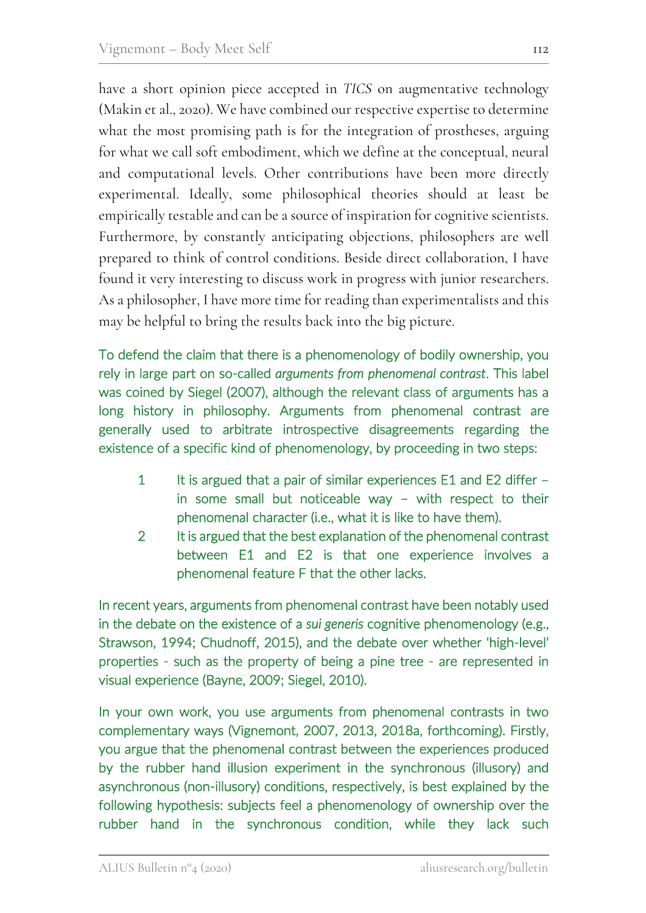have a short opinion piece accepted in *TICS* on augmentative technology (Makin et al., 2020). We have combined our respective expertise to determine what the most promising path is for the integration of prostheses, arguing for what we call soft embodiment, which we define at the conceptual, neural and computational levels. Other contributions have been more directly experimental. Ideally, some philosophical theories should at least be empirically testable and can be a source of inspiration for cognitive scientists. Furthermore, by constantly anticipating objections, philosophers are well prepared to think of control conditions. Beside direct collaboration, I have found it very interesting to discuss work in progress with junior researchers. As a philosopher, I have more time for reading than experimentalists and this may be helpful to bring the results back into the big picture.

To defend the claim that there is a phenomenology of bodily ownership, you rely in large part on so-called *arguments from phenomenal contrast*. This label was coined by Siegel (2007), although the relevant class of arguments has a long history in philosophy. Arguments from phenomenal contrast are generally used to arbitrate introspective disagreements regarding the existence of a specific kind of phenomenology, by proceeding in two steps:

1. It is argued that a pair of similar experiences E1 and E2 differ – in some small but noticeable way – with respect to their phenomenal character (i.e., what it is like to have them).
2. It is argued that the best explanation of the phenomenal contrast between E1 and E2 is that one experience involves a phenomenal feature F that the other lacks.

In recent years, arguments from phenomenal contrast have been notably used in the debate on the existence of a *sui generis* cognitive phenomenology (e.g., Strawson, 1994; Chudnoff, 2015), and the debate over whether 'high-level' properties - such as the property of being a pine tree - are represented in visual experience (Bayne, 2009; Siegel, 2010).

In your own work, you use arguments from phenomenal contrasts in two complementary ways (Vignemont, 2007, 2013, 2018a, forthcoming). Firstly, you argue that the phenomenal contrast between the experiences produced by the rubber hand illusion experiment in the synchronous (illusory) and asynchronous (non-illusory) conditions, respectively, is best explained by the following hypothesis: subjects feel a phenomenology of ownership over the rubber hand in the synchronous condition, while they lack such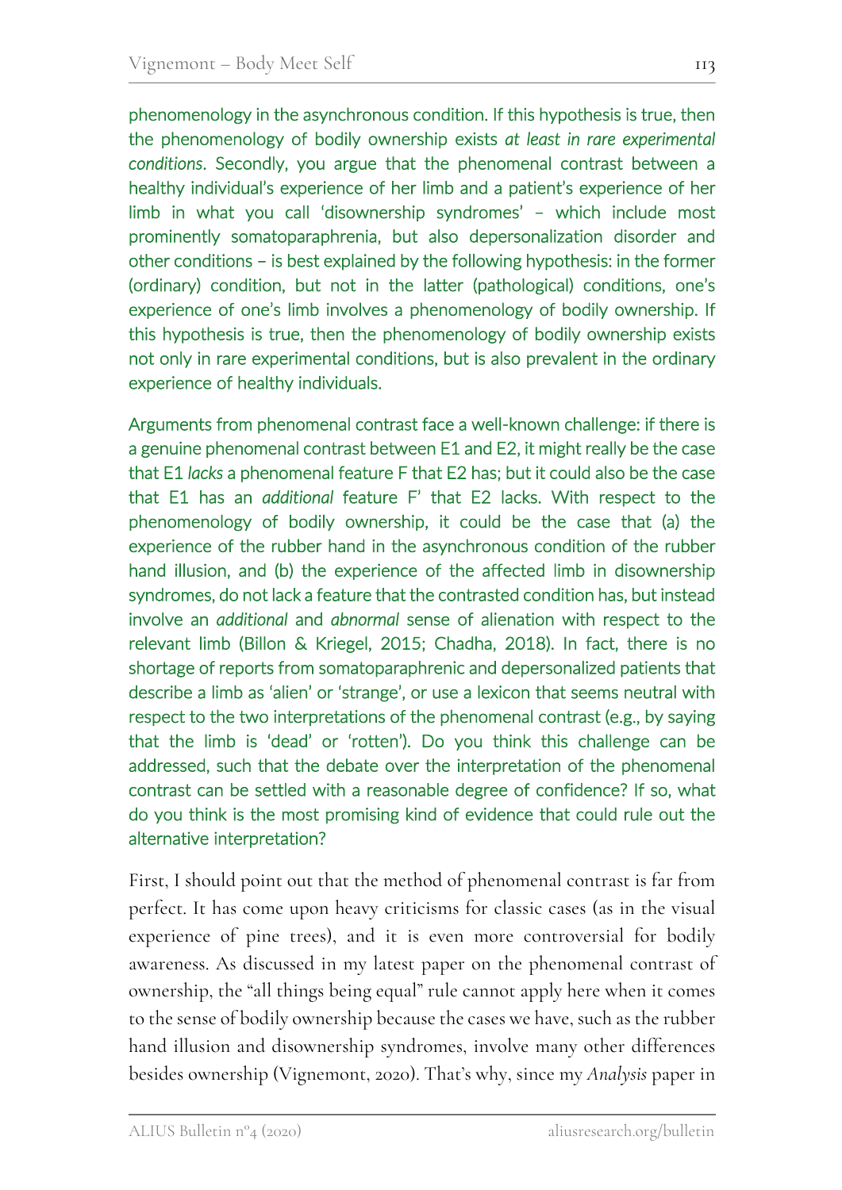phenomenology in the asynchronous condition. If this hypothesis is true, then the phenomenology of bodily ownership exists *at least in rare experimental conditions*. Secondly, you argue that the phenomenal contrast between a healthy individual's experience of her limb and a patient's experience of her limb in what you call 'disownership syndromes' – which include most prominently somatoparaphrenia, but also depersonalization disorder and other conditions – is best explained by the following hypothesis: in the former (ordinary) condition, but not in the latter (pathological) conditions, one's experience of one's limb involves a phenomenology of bodily ownership. If this hypothesis is true, then the phenomenology of bodily ownership exists not only in rare experimental conditions, but is also prevalent in the ordinary experience of healthy individuals.

Arguments from phenomenal contrast face a well-known challenge: if there is a genuine phenomenal contrast between E1 and E2, it might really be the case that E1 *lacks* a phenomenal feature F that E2 has; but it could also be the case that E1 has an *additional* feature F' that E2 lacks. With respect to the phenomenology of bodily ownership, it could be the case that (a) the experience of the rubber hand in the asynchronous condition of the rubber hand illusion, and (b) the experience of the affected limb in disownership syndromes, do not lack a feature that the contrasted condition has, but instead involve an *additional* and *abnormal* sense of alienation with respect to the relevant limb (Billon & Kriegel, 2015; Chadha, 2018). In fact, there is no shortage of reports from somatoparaphrenic and depersonalized patients that describe a limb as 'alien' or 'strange', or use a lexicon that seems neutral with respect to the two interpretations of the phenomenal contrast (e.g., by saying that the limb is 'dead' or 'rotten'). Do you think this challenge can be addressed, such that the debate over the interpretation of the phenomenal contrast can be settled with a reasonable degree of confidence? If so, what do you think is the most promising kind of evidence that could rule out the alternative interpretation?

First, I should point out that the method of phenomenal contrast is far from perfect. It has come upon heavy criticisms for classic cases (as in the visual experience of pine trees), and it is even more controversial for bodily awareness. As discussed in my latest paper on the phenomenal contrast of ownership, the "all things being equal" rule cannot apply here when it comes to the sense of bodily ownership because the cases we have, such as the rubber hand illusion and disownership syndromes, involve many other differences besides ownership (Vignemont, 2020). That's why, since my *Analysis* paper in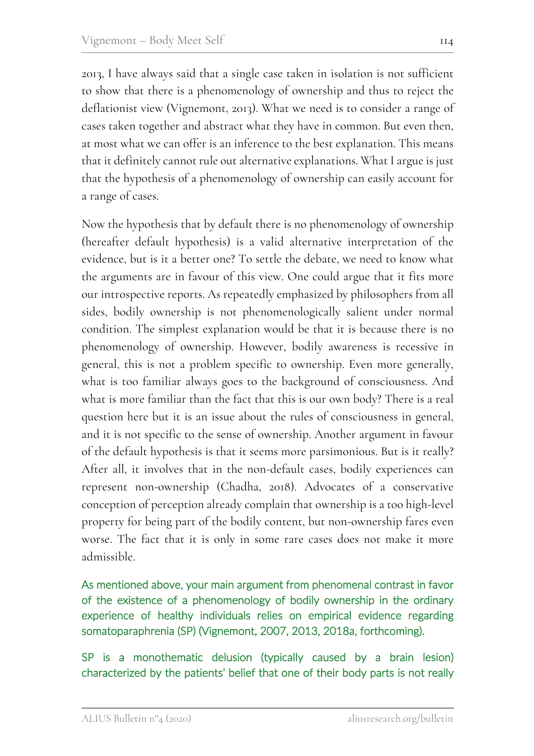2013, I have always said that a single case taken in isolation is not sufficient to show that there is a phenomenology of ownership and thus to reject the deflationist view (Vignemont, 2013). What we need is to consider a range of cases taken together and abstract what they have in common. But even then, at most what we can offer is an inference to the best explanation. This means that it definitely cannot rule out alternative explanations. What I argue is just that the hypothesis of a phenomenology of ownership can easily account for a range of cases.

Now the hypothesis that by default there is no phenomenology of ownership (hereafter default hypothesis) is a valid alternative interpretation of the evidence, but is it a better one? To settle the debate, we need to know what the arguments are in favour of this view. One could argue that it fits more our introspective reports. As repeatedly emphasized by philosophers from all sides, bodily ownership is not phenomenologically salient under normal condition. The simplest explanation would be that it is because there is no phenomenology of ownership. However, bodily awareness is recessive in general, this is not a problem specific to ownership. Even more generally, what is too familiar always goes to the background of consciousness. And what is more familiar than the fact that this is our own body? There is a real question here but it is an issue about the rules of consciousness in general, and it is not specific to the sense of ownership. Another argument in favour of the default hypothesis is that it seems more parsimonious. But is it really? After all, it involves that in the non-default cases, bodily experiences can represent non-ownership (Chadha, 2018). Advocates of a conservative conception of perception already complain that ownership is a too high-level property for being part of the bodily content, but non-ownership fares even worse. The fact that it is only in some rare cases does not make it more admissible.

As mentioned above, your main argument from phenomenal contrast in favor of the existence of a phenomenology of bodily ownership in the ordinary experience of healthy individuals relies on empirical evidence regarding somatoparaphrenia (SP) (Vignemont, 2007, 2013, 2018a, forthcoming).

SP is a monothematic delusion (typically caused by a brain lesion) characterized by the patients' belief that one of their body parts is not really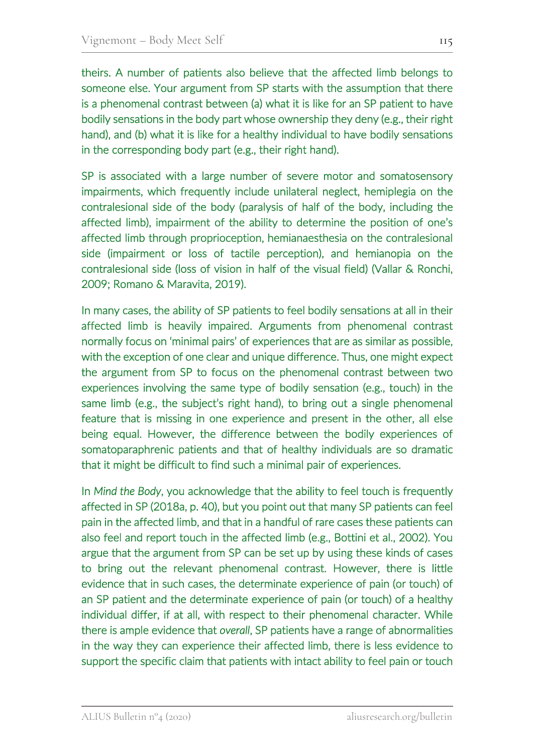theirs. A number of patients also believe that the affected limb belongs to someone else. Your argument from SP starts with the assumption that there is a phenomenal contrast between (a) what it is like for an SP patient to have bodily sensations in the body part whose ownership they deny (e.g., their right hand), and (b) what it is like for a healthy individual to have bodily sensations in the corresponding body part (e.g., their right hand).

SP is associated with a large number of severe motor and somatosensory impairments, which frequently include unilateral neglect, hemiplegia on the contralesional side of the body (paralysis of half of the body, including the affected limb), impairment of the ability to determine the position of one's affected limb through proprioception, hemianaesthesia on the contralesional side (impairment or loss of tactile perception), and hemianopia on the contralesional side (loss of vision in half of the visual field) (Vallar & Ronchi, 2009; Romano & Maravita, 2019).

In many cases, the ability of SP patients to feel bodily sensations at all in their affected limb is heavily impaired. Arguments from phenomenal contrast normally focus on 'minimal pairs' of experiences that are as similar as possible, with the exception of one clear and unique difference. Thus, one might expect the argument from SP to focus on the phenomenal contrast between two experiences involving the same type of bodily sensation (e.g., touch) in the same limb (e.g., the subject's right hand), to bring out a single phenomenal feature that is missing in one experience and present in the other, all else being equal. However, the difference between the bodily experiences of somatoparaphrenic patients and that of healthy individuals are so dramatic that it might be difficult to find such a minimal pair of experiences.

In *Mind the Body*, you acknowledge that the ability to feel touch is frequently affected in SP (2018a, p. 40), but you point out that many SP patients can feel pain in the affected limb, and that in a handful of rare cases these patients can also feel and report touch in the affected limb (e.g., Bottini et al., 2002). You argue that the argument from SP can be set up by using these kinds of cases to bring out the relevant phenomenal contrast. However, there is little evidence that in such cases, the determinate experience of pain (or touch) of an SP patient and the determinate experience of pain (or touch) of a healthy individual differ, if at all, with respect to their phenomenal character. While there is ample evidence that *overall*, SP patients have a range of abnormalities in the way they can experience their affected limb, there is less evidence to support the specific claim that patients with intact ability to feel pain or touch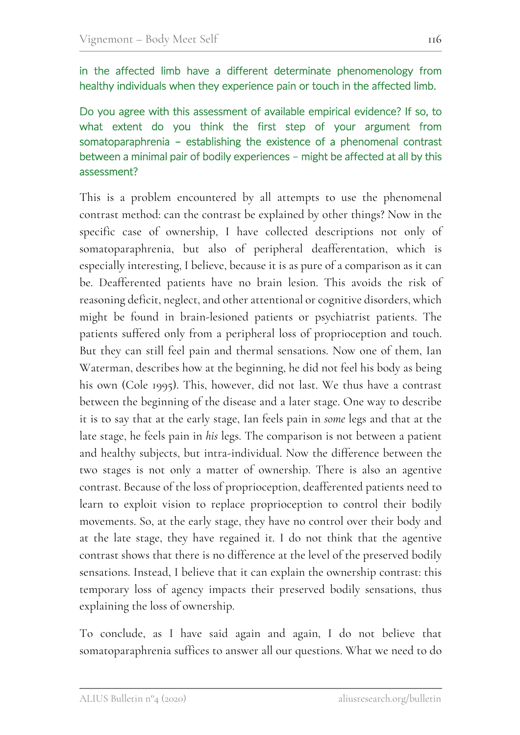in the affected limb have a different determinate phenomenology from healthy individuals when they experience pain or touch in the affected limb.

Do you agree with this assessment of available empirical evidence? If so, to what extent do you think the first step of your argument from somatoparaphrenia – establishing the existence of a phenomenal contrast between a minimal pair of bodily experiences – might be affected at all by this assessment?

This is a problem encountered by all attempts to use the phenomenal contrast method: can the contrast be explained by other things? Now in the specific case of ownership, I have collected descriptions not only of somatoparaphrenia, but also of peripheral deafferentation, which is especially interesting, I believe, because it is as pure of a comparison as it can be. Deafferented patients have no brain lesion. This avoids the risk of reasoning deficit, neglect, and other attentional or cognitive disorders, which might be found in brain-lesioned patients or psychiatrist patients. The patients suffered only from a peripheral loss of proprioception and touch. But they can still feel pain and thermal sensations. Now one of them, Ian Waterman, describes how at the beginning, he did not feel his body as being his own (Cole 1995). This, however, did not last. We thus have a contrast between the beginning of the disease and a later stage. One way to describe it is to say that at the early stage, Ian feels pain in *some* legs and that at the late stage, he feels pain in *his* legs. The comparison is not between a patient and healthy subjects, but intra-individual. Now the difference between the two stages is not only a matter of ownership. There is also an agentive contrast. Because of the loss of proprioception, deafferented patients need to learn to exploit vision to replace proprioception to control their bodily movements. So, at the early stage, they have no control over their body and at the late stage, they have regained it. I do not think that the agentive contrast shows that there is no difference at the level of the preserved bodily sensations. Instead, I believe that it can explain the ownership contrast: this temporary loss of agency impacts their preserved bodily sensations, thus explaining the loss of ownership.

To conclude, as I have said again and again, I do not believe that somatoparaphrenia suffices to answer all our questions. What we need to do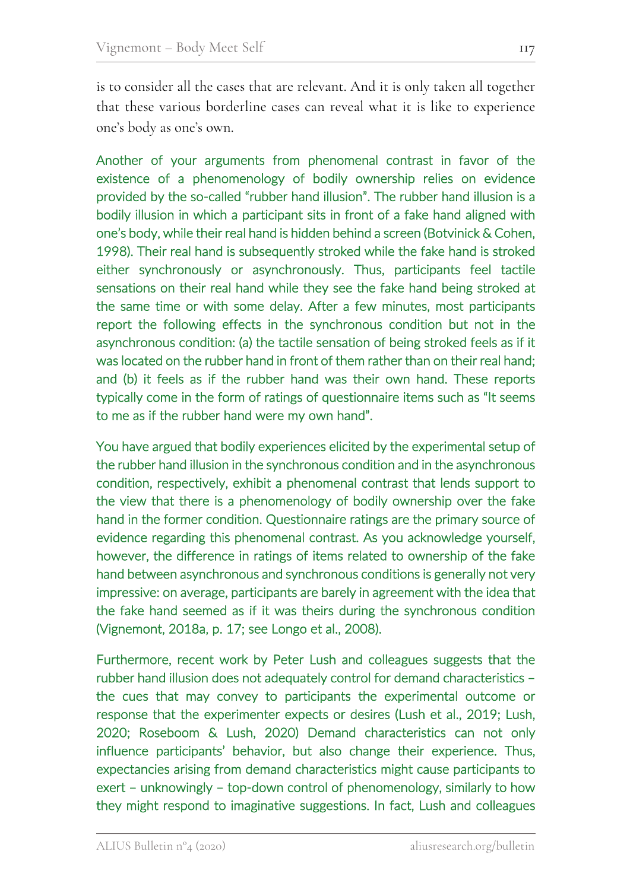is to consider all the cases that are relevant. And it is only taken all together that these various borderline cases can reveal what it is like to experience one's body as one's own.

Another of your arguments from phenomenal contrast in favor of the existence of a phenomenology of bodily ownership relies on evidence provided by the so-called "rubber hand illusion". The rubber hand illusion is a bodily illusion in which a participant sits in front of a fake hand aligned with one's body, while their real hand is hidden behind a screen (Botvinick & Cohen, 1998). Their real hand is subsequently stroked while the fake hand is stroked either synchronously or asynchronously. Thus, participants feel tactile sensations on their real hand while they see the fake hand being stroked at the same time or with some delay. After a few minutes, most participants report the following effects in the synchronous condition but not in the asynchronous condition: (a) the tactile sensation of being stroked feels as if it was located on the rubber hand in front of them rather than on their real hand; and (b) it feels as if the rubber hand was their own hand. These reports typically come in the form of ratings of questionnaire items such as "It seems to me as if the rubber hand were my own hand".

You have argued that bodily experiences elicited by the experimental setup of the rubber hand illusion in the synchronous condition and in the asynchronous condition, respectively, exhibit a phenomenal contrast that lends support to the view that there is a phenomenology of bodily ownership over the fake hand in the former condition. Questionnaire ratings are the primary source of evidence regarding this phenomenal contrast. As you acknowledge yourself, however, the difference in ratings of items related to ownership of the fake hand between asynchronous and synchronous conditions is generally not very impressive: on average, participants are barely in agreement with the idea that the fake hand seemed as if it was theirs during the synchronous condition (Vignemont, 2018a, p. 17; see Longo et al., 2008).

Furthermore, recent work by Peter Lush and colleagues suggests that the rubber hand illusion does not adequately control for demand characteristics – the cues that may convey to participants the experimental outcome or response that the experimenter expects or desires (Lush et al., 2019; Lush, 2020; Roseboom & Lush, 2020) Demand characteristics can not only influence participants' behavior, but also change their experience. Thus, expectancies arising from demand characteristics might cause participants to exert – unknowingly – top-down control of phenomenology, similarly to how they might respond to imaginative suggestions. In fact, Lush and colleagues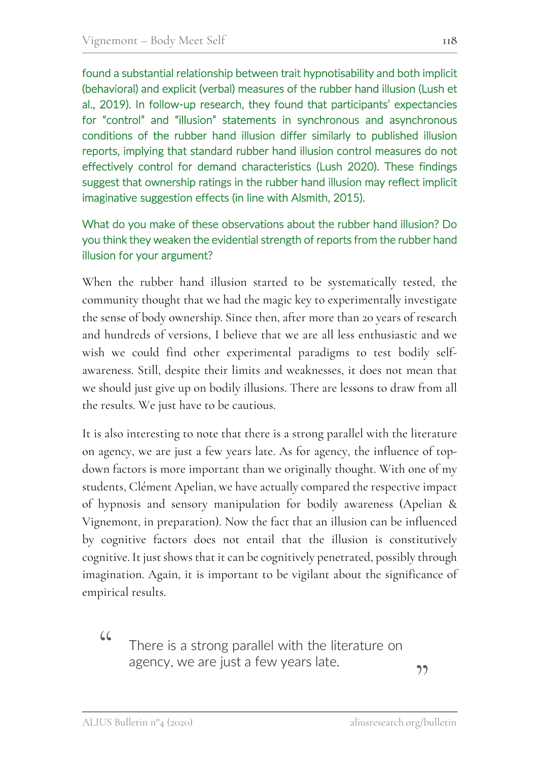found a substantial relationship between trait hypnotisability and both implicit (behavioral) and explicit (verbal) measures of the rubber hand illusion (Lush et al., 2019). In follow-up research, they found that participants' expectancies for "control" and "illusion" statements in synchronous and asynchronous conditions of the rubber hand illusion differ similarly to published illusion reports, implying that standard rubber hand illusion control measures do not effectively control for demand characteristics (Lush 2020). These findings suggest that ownership ratings in the rubber hand illusion may reflect implicit imaginative suggestion effects (in line with Alsmith, 2015).

What do you make of these observations about the rubber hand illusion? Do you think they weaken the evidential strength of reports from the rubber hand illusion for your argument?

When the rubber hand illusion started to be systematically tested, the community thought that we had the magic key to experimentally investigate the sense of body ownership. Since then, after more than 20 years of research and hundreds of versions, I believe that we are all less enthusiastic and we wish we could find other experimental paradigms to test bodily self-awareness. Still, despite their limits and weaknesses, it does not mean that we should just give up on bodily illusions. There are lessons to draw from all the results. We just have to be cautious.

It is also interesting to note that there is a strong parallel with the literature on agency, we are just a few years late. As for agency, the influence of top-down factors is more important than we originally thought. With one of my students, Clément Apelian, we have actually compared the respective impact of hypnosis and sensory manipulation for bodily awareness (Apelian & Vignemont, in preparation). Now the fact that an illusion can be influenced by cognitive factors does not entail that the illusion is constitutively cognitive. It just shows that it can be cognitively penetrated, possibly through imagination. Again, it is important to be vigilant about the significance of empirical results.

> "There is a strong parallel with the literature on agency, we are just a few years late."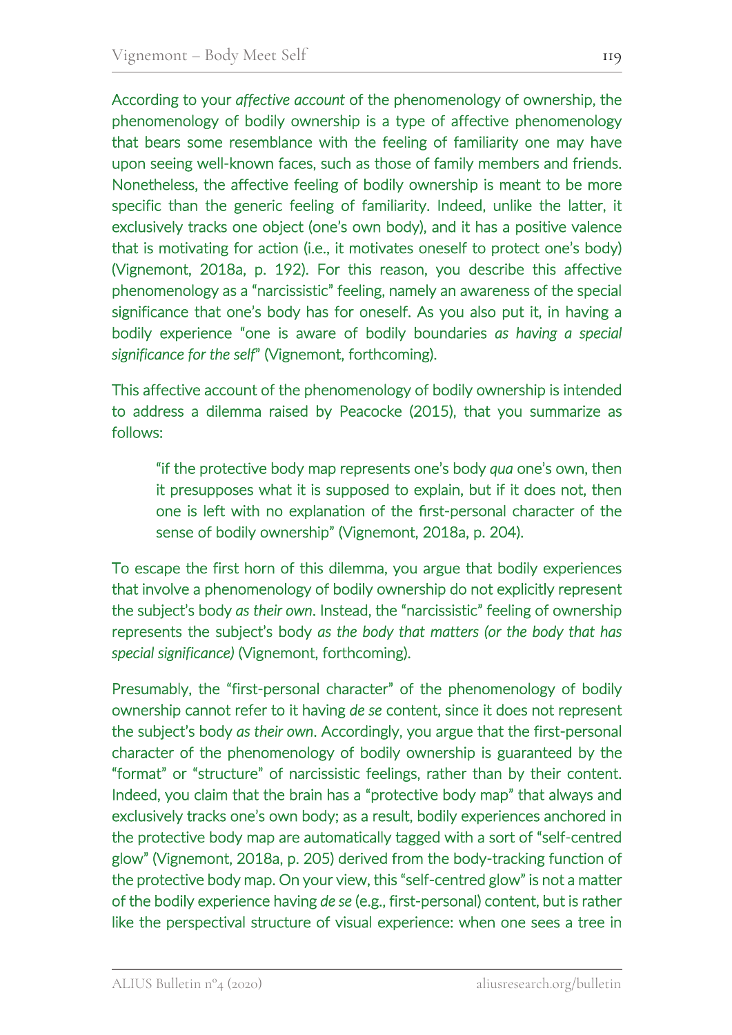According to your *affective account* of the phenomenology of ownership, the phenomenology of bodily ownership is a type of affective phenomenology that bears some resemblance with the feeling of familiarity one may have upon seeing well-known faces, such as those of family members and friends. Nonetheless, the affective feeling of bodily ownership is meant to be more specific than the generic feeling of familiarity. Indeed, unlike the latter, it exclusively tracks one object (one's own body), and it has a positive valence that is motivating for action (i.e., it motivates oneself to protect one's body) (Vignemont, 2018a, p. 192). For this reason, you describe this affective phenomenology as a "narcissistic" feeling, namely an awareness of the special significance that one's body has for oneself. As you also put it, in having a bodily experience "one is aware of bodily boundaries *as having a special significance for the self*" (Vignemont, forthcoming).

This affective account of the phenomenology of bodily ownership is intended to address a dilemma raised by Peacocke (2015), that you summarize as follows:

> "if the protective body map represents one's body *qua* one's own, then it presupposes what it is supposed to explain, but if it does not, then one is left with no explanation of the first-personal character of the sense of bodily ownership" (Vignemont, 2018a, p. 204).

To escape the first horn of this dilemma, you argue that bodily experiences that involve a phenomenology of bodily ownership do not explicitly represent the subject's body *as their own*. Instead, the "narcissistic" feeling of ownership represents the subject's body *as the body that matters (or the body that has special significance)* (Vignemont, forthcoming).

Presumably, the "first-personal character" of the phenomenology of bodily ownership cannot refer to it having *de se* content, since it does not represent the subject's body *as their own*. Accordingly, you argue that the first-personal character of the phenomenology of bodily ownership is guaranteed by the "format" or "structure" of narcissistic feelings, rather than by their content. Indeed, you claim that the brain has a "protective body map" that always and exclusively tracks one's own body; as a result, bodily experiences anchored in the protective body map are automatically tagged with a sort of "self-centred glow" (Vignemont, 2018a, p. 205) derived from the body-tracking function of the protective body map. On your view, this "self-centred glow" is not a matter of the bodily experience having *de se* (e.g., first-personal) content, but is rather like the perspectival structure of visual experience: when one sees a tree in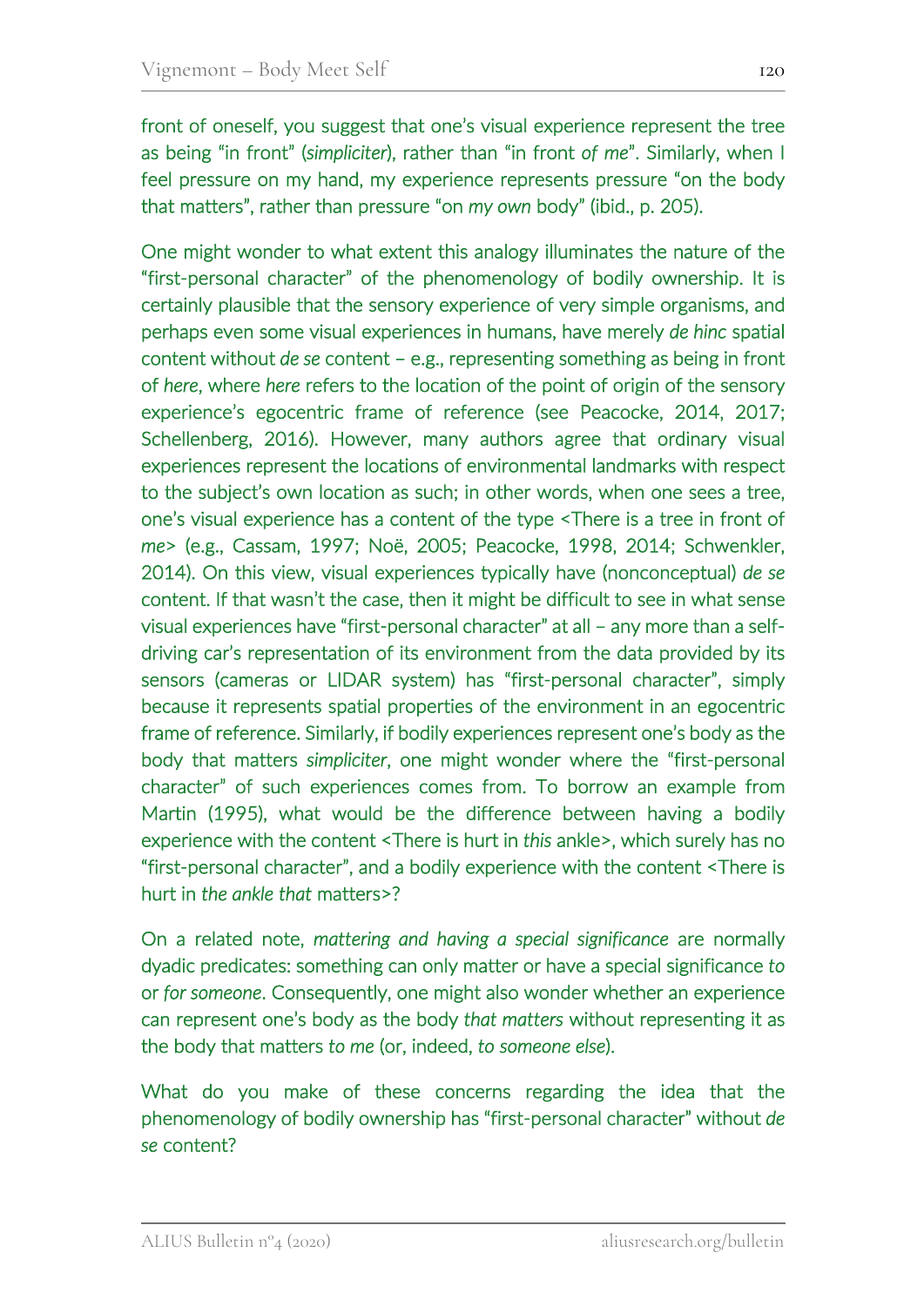front of oneself, you suggest that one's visual experience represent the tree as being "in front" (*simpliciter*), rather than "in front *of me*". Similarly, when I feel pressure on my hand, my experience represents pressure "on the body that matters", rather than pressure "on *my own* body" (ibid., p. 205).

One might wonder to what extent this analogy illuminates the nature of the "first-personal character" of the phenomenology of bodily ownership. It is certainly plausible that the sensory experience of very simple organisms, and perhaps even some visual experiences in humans, have merely *de hinc* spatial content without *de se* content – e.g., representing something as being in front of *here*, where *here* refers to the location of the point of origin of the sensory experience's egocentric frame of reference (see Peacocke, 2014, 2017; Schellenberg, 2016). However, many authors agree that ordinary visual experiences represent the locations of environmental landmarks with respect to the subject's own location as such; in other words, when one sees a tree, one's visual experience has a content of the type <There is a tree in front of *me*> (e.g., Cassam, 1997; Noë, 2005; Peacocke, 1998, 2014; Schwenkler, 2014). On this view, visual experiences typically have (nonconceptual) *de se* content. If that wasn't the case, then it might be difficult to see in what sense visual experiences have "first-personal character" at all – any more than a self-driving car's representation of its environment from the data provided by its sensors (cameras or LIDAR system) has "first-personal character", simply because it represents spatial properties of the environment in an egocentric frame of reference. Similarly, if bodily experiences represent one's body as the body that matters *simpliciter*, one might wonder where the "first-personal character" of such experiences comes from. To borrow an example from Martin (1995), what would be the difference between having a bodily experience with the content <There is hurt in *this* ankle>, which surely has no "first-personal character", and a bodily experience with the content <There is hurt in *the ankle that* matters>?

On a related note, *mattering and having a special significance* are normally dyadic predicates: something can only matter or have a special significance *to* or *for someone*. Consequently, one might also wonder whether an experience can represent one's body as the body *that matters* without representing it as the body that matters *to me* (or, indeed, *to someone else*).

What do you make of these concerns regarding the idea that the phenomenology of bodily ownership has "first-personal character" without *de se* content?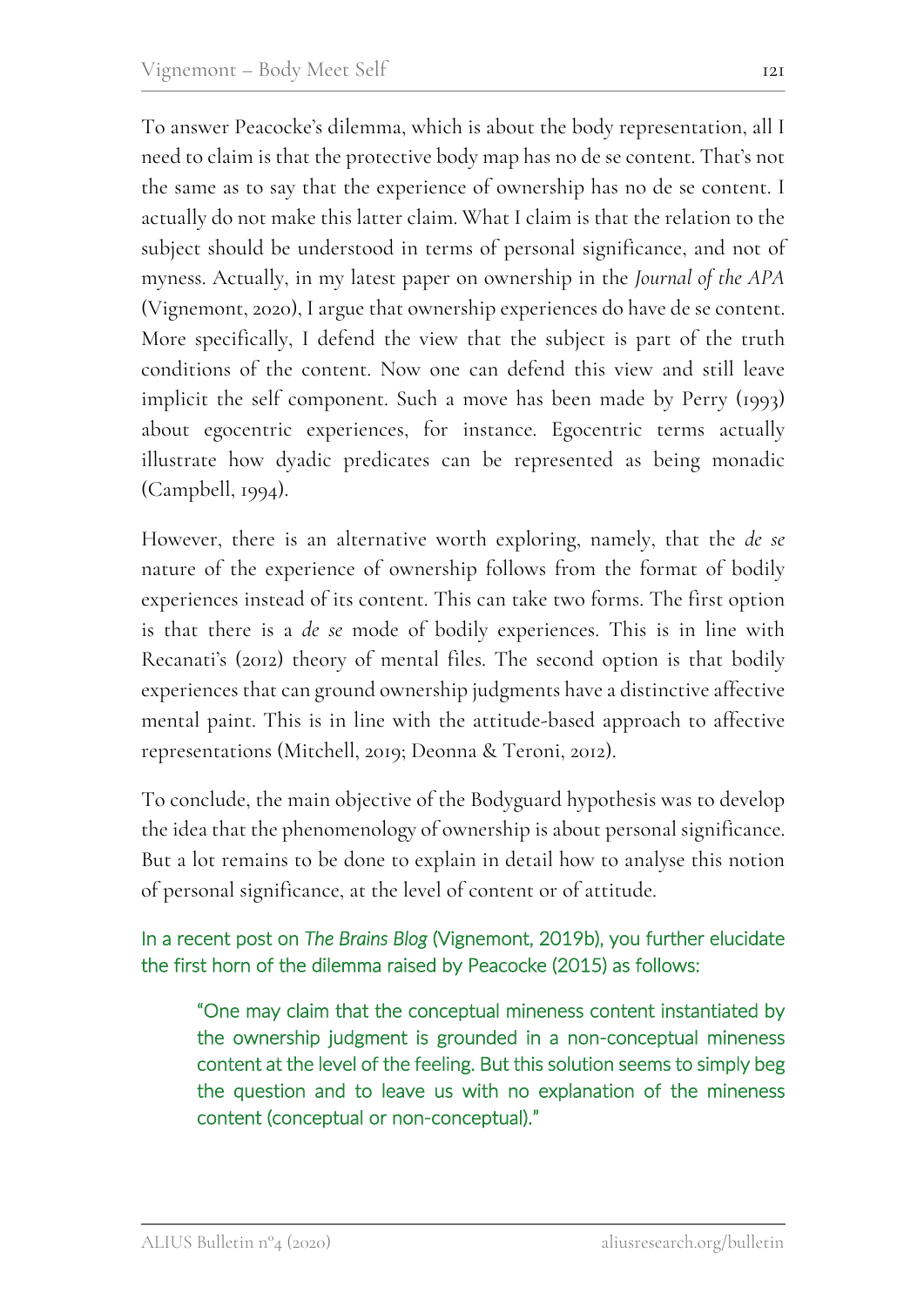To answer Peacocke's dilemma, which is about the body representation, all I need to claim is that the protective body map has no de se content. That's not the same as to say that the experience of ownership has no de se content. I actually do not make this latter claim. What I claim is that the relation to the subject should be understood in terms of personal significance, and not of myness. Actually, in my latest paper on ownership in the *Journal of the APA* (Vignemont, 2020), I argue that ownership experiences do have de se content. More specifically, I defend the view that the subject is part of the truth conditions of the content. Now one can defend this view and still leave implicit the self component. Such a move has been made by Perry (1993) about egocentric experiences, for instance. Egocentric terms actually illustrate how dyadic predicates can be represented as being monadic (Campbell, 1994).

However, there is an alternative worth exploring, namely, that the *de se* nature of the experience of ownership follows from the format of bodily experiences instead of its content. This can take two forms. The first option is that there is a *de se* mode of bodily experiences. This is in line with Recanati's (2012) theory of mental files. The second option is that bodily experiences that can ground ownership judgments have a distinctive affective mental paint. This is in line with the attitude-based approach to affective representations (Mitchell, 2019; Deonna & Teroni, 2012).

To conclude, the main objective of the Bodyguard hypothesis was to develop the idea that the phenomenology of ownership is about personal significance. But a lot remains to be done to explain in detail how to analyse this notion of personal significance, at the level of content or of attitude.

In a recent post on *The Brains Blog* (Vignemont, 2019b), you further elucidate the first horn of the dilemma raised by Peacocke (2015) as follows:

> "One may claim that the conceptual mineness content instantiated by the ownership judgment is grounded in a non-conceptual mineness content at the level of the feeling. But this solution seems to simply beg the question and to leave us with no explanation of the mineness content (conceptual or non-conceptual)."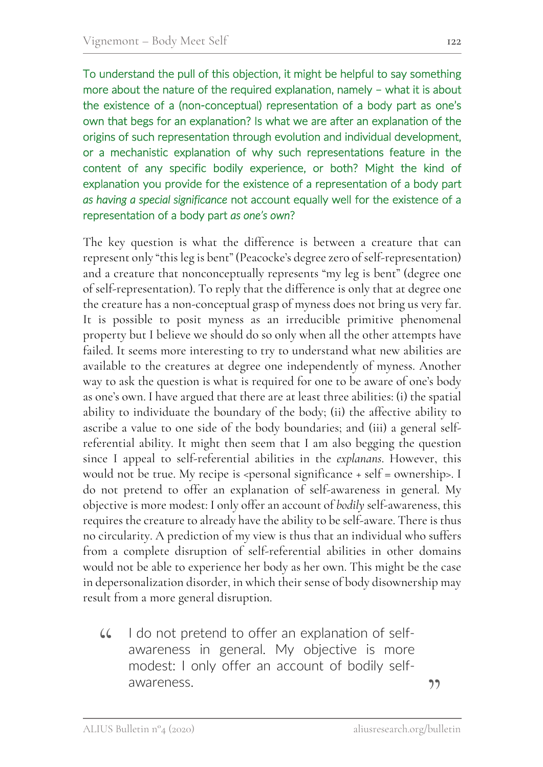To understand the pull of this objection, it might be helpful to say something more about the nature of the required explanation, namely – what it is about the existence of a (non-conceptual) representation of a body part as one's own that begs for an explanation? Is what we are after an explanation of the origins of such representation through evolution and individual development, or a mechanistic explanation of why such representations feature in the content of any specific bodily experience, or both? Might the kind of explanation you provide for the existence of a representation of a body part *as having a special significance* not account equally well for the existence of a representation of a body part *as one's own*?

The key question is what the difference is between a creature that can represent only "this leg is bent" (Peacocke's degree zero of self-representation) and a creature that nonconceptually represents "my leg is bent" (degree one of self-representation). To reply that the difference is only that at degree one the creature has a non-conceptual grasp of myness does not bring us very far. It is possible to posit myness as an irreducible primitive phenomenal property but I believe we should do so only when all the other attempts have failed. It seems more interesting to try to understand what new abilities are available to the creatures at degree one independently of myness. Another way to ask the question is what is required for one to be aware of one's body as one's own. I have argued that there are at least three abilities: (i) the spatial ability to individuate the boundary of the body; (ii) the affective ability to ascribe a value to one side of the body boundaries; and (iii) a general self-referential ability. It might then seem that I am also begging the question since I appeal to self-referential abilities in the *explanans*. However, this would not be true. My recipe is <personal significance + self = ownership>. I do not pretend to offer an explanation of self-awareness in general. My objective is more modest: I only offer an account of *bodily* self-awareness, this requires the creature to already have the ability to be self-aware. There is thus no circularity. A prediction of my view is thus that an individual who suffers from a complete disruption of self-referential abilities in other domains would not be able to experience her body as her own. This might be the case in depersonalization disorder, in which their sense of body disownership may result from a more general disruption.

> "I do not pretend to offer an explanation of self-awareness in general. My objective is more modest: I only offer an account of bodily self-awareness."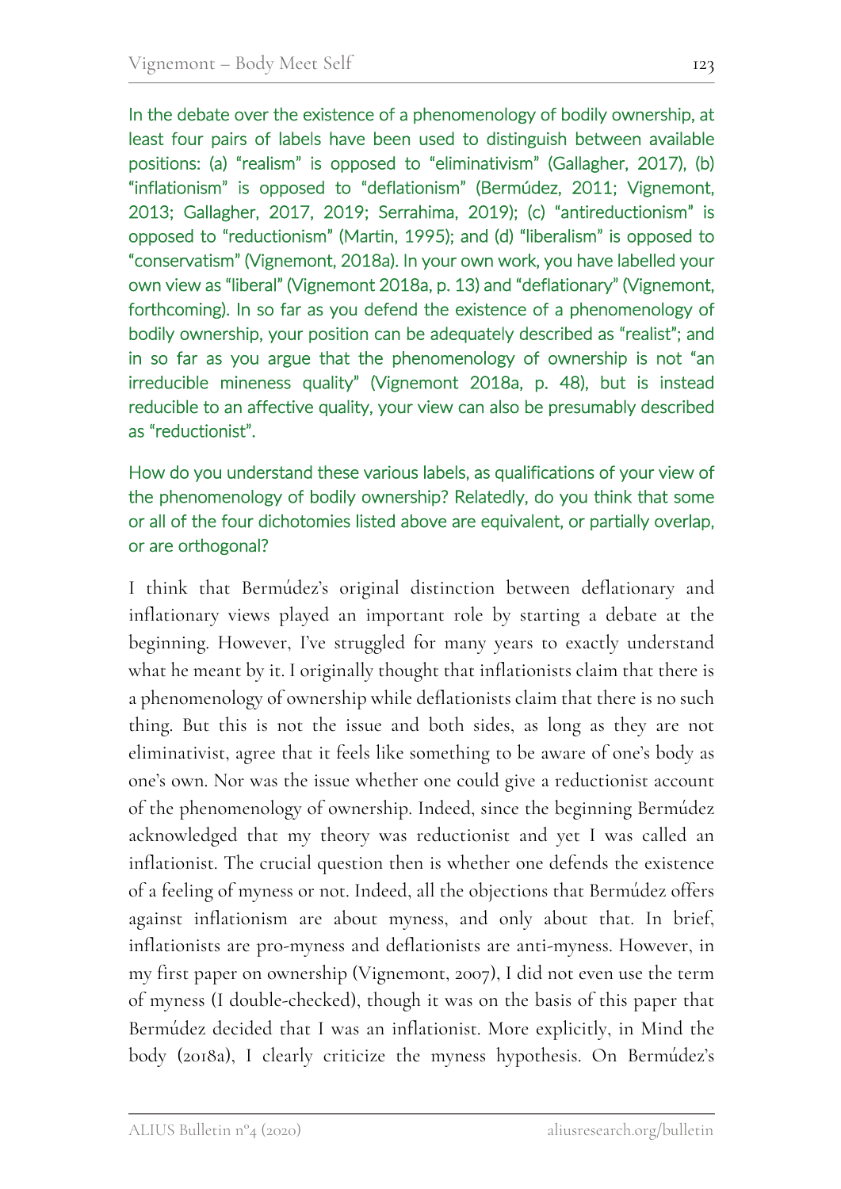In the debate over the existence of a phenomenology of bodily ownership, at least four pairs of labels have been used to distinguish between available positions: (a) "realism" is opposed to "eliminativism" (Gallagher, 2017), (b) "inflationism" is opposed to "deflationism" (Bermúdez, 2011; Vignemont, 2013; Gallagher, 2017, 2019; Serrahima, 2019); (c) "antireductionism" is opposed to "reductionism" (Martin, 1995); and (d) "liberalism" is opposed to "conservatism" (Vignemont, 2018a). In your own work, you have labelled your own view as "liberal" (Vignemont 2018a, p. 13) and "deflationary" (Vignemont, forthcoming). In so far as you defend the existence of a phenomenology of bodily ownership, your position can be adequately described as "realist"; and in so far as you argue that the phenomenology of ownership is not "an irreducible mineness quality" (Vignemont 2018a, p. 48), but is instead reducible to an affective quality, your view can also be presumably described as "reductionist".

How do you understand these various labels, as qualifications of your view of the phenomenology of bodily ownership? Relatedly, do you think that some or all of the four dichotomies listed above are equivalent, or partially overlap, or are orthogonal?

I think that Bermúdez's original distinction between deflationary and inflationary views played an important role by starting a debate at the beginning. However, I've struggled for many years to exactly understand what he meant by it. I originally thought that inflationists claim that there is a phenomenology of ownership while deflationists claim that there is no such thing. But this is not the issue and both sides, as long as they are not eliminativist, agree that it feels like something to be aware of one's body as one's own. Nor was the issue whether one could give a reductionist account of the phenomenology of ownership. Indeed, since the beginning Bermúdez acknowledged that my theory was reductionist and yet I was called an inflationist. The crucial question then is whether one defends the existence of a feeling of myness or not. Indeed, all the objections that Bermúdez offers against inflationism are about myness, and only about that. In brief, inflationists are pro-myness and deflationists are anti-myness. However, in my first paper on ownership (Vignemont, 2007), I did not even use the term of myness (I double-checked), though it was on the basis of this paper that Bermúdez decided that I was an inflationist. More explicitly, in Mind the body (2018a), I clearly criticize the myness hypothesis. On Bermúdez's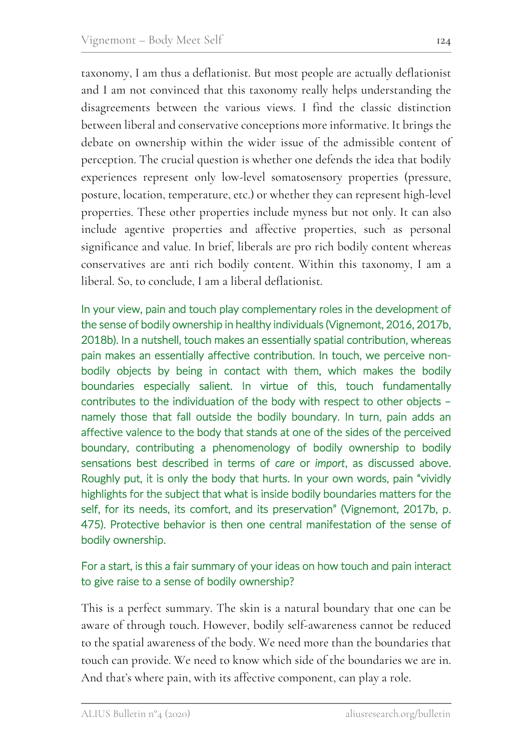taxonomy, I am thus a deflationist. But most people are actually deflationist and I am not convinced that this taxonomy really helps understanding the disagreements between the various views. I find the classic distinction between liberal and conservative conceptions more informative. It brings the debate on ownership within the wider issue of the admissible content of perception. The crucial question is whether one defends the idea that bodily experiences represent only low-level somatosensory properties (pressure, posture, location, temperature, etc.) or whether they can represent high-level properties. These other properties include myness but not only. It can also include agentive properties and affective properties, such as personal significance and value. In brief, liberals are pro rich bodily content whereas conservatives are anti rich bodily content. Within this taxonomy, I am a liberal. So, to conclude, I am a liberal deflationist.

In your view, pain and touch play complementary roles in the development of the sense of bodily ownership in healthy individuals (Vignemont, 2016, 2017b, 2018b). In a nutshell, touch makes an essentially spatial contribution, whereas pain makes an essentially affective contribution. In touch, we perceive non-bodily objects by being in contact with them, which makes the bodily boundaries especially salient. In virtue of this, touch fundamentally contributes to the individuation of the body with respect to other objects – namely those that fall outside the bodily boundary. In turn, pain adds an affective valence to the body that stands at one of the sides of the perceived boundary, contributing a phenomenology of bodily ownership to bodily sensations best described in terms of *care* or *import*, as discussed above. Roughly put, it is only the body that hurts. In your own words, pain "vividly highlights for the subject that what is inside bodily boundaries matters for the self, for its needs, its comfort, and its preservation" (Vignemont, 2017b, p. 475). Protective behavior is then one central manifestation of the sense of bodily ownership.

For a start, is this a fair summary of your ideas on how touch and pain interact to give raise to a sense of bodily ownership?

This is a perfect summary. The skin is a natural boundary that one can be aware of through touch. However, bodily self-awareness cannot be reduced to the spatial awareness of the body. We need more than the boundaries that touch can provide. We need to know which side of the boundaries we are in. And that's where pain, with its affective component, can play a role.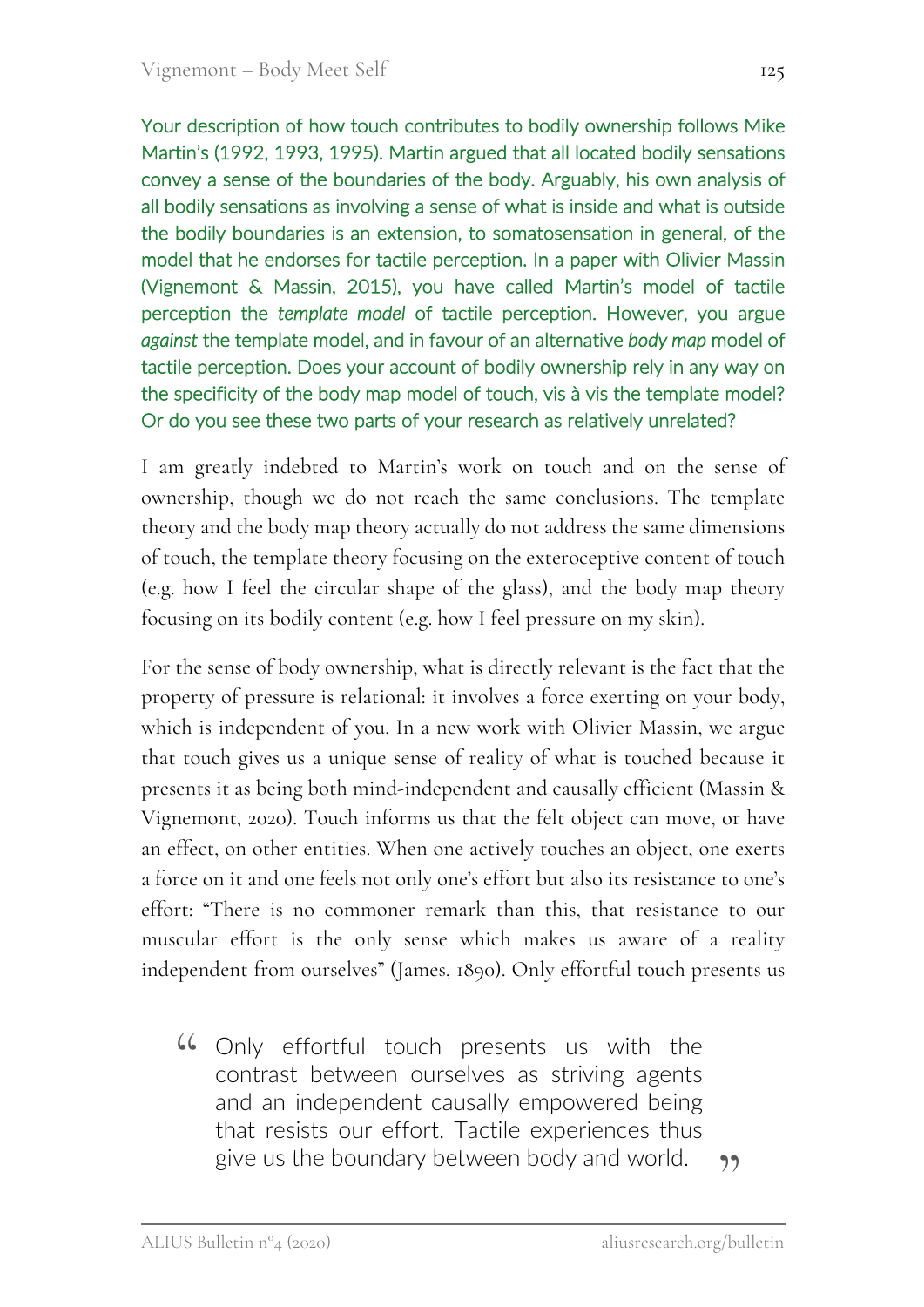Your description of how touch contributes to bodily ownership follows Mike Martin's (1992, 1993, 1995). Martin argued that all located bodily sensations convey a sense of the boundaries of the body. Arguably, his own analysis of all bodily sensations as involving a sense of what is inside and what is outside the bodily boundaries is an extension, to somatosensation in general, of the model that he endorses for tactile perception. In a paper with Olivier Massin (Vignemont & Massin, 2015), you have called Martin's model of tactile perception the *template model* of tactile perception. However, you argue *against* the template model, and in favour of an alternative *body map* model of tactile perception. Does your account of bodily ownership rely in any way on the specificity of the body map model of touch, vis à vis the template model? Or do you see these two parts of your research as relatively unrelated?

I am greatly indebted to Martin's work on touch and on the sense of ownership, though we do not reach the same conclusions. The template theory and the body map theory actually do not address the same dimensions of touch, the template theory focusing on the exteroceptive content of touch (e.g. how I feel the circular shape of the glass), and the body map theory focusing on its bodily content (e.g. how I feel pressure on my skin).

For the sense of body ownership, what is directly relevant is the fact that the property of pressure is relational: it involves a force exerting on your body, which is independent of you. In a new work with Olivier Massin, we argue that touch gives us a unique sense of reality of what is touched because it presents it as being both mind-independent and causally efficient (Massin & Vignemont, 2020). Touch informs us that the felt object can move, or have an effect, on other entities. When one actively touches an object, one exerts a force on it and one feels not only one's effort but also its resistance to one's effort: "There is no commoner remark than this, that resistance to our muscular effort is the only sense which makes us aware of a reality independent from ourselves" (James, 1890). Only effortful touch presents us

> "Only effortful touch presents us with the contrast between ourselves as striving agents and an independent causally empowered being that resists our effort. Tactile experiences thus give us the boundary between body and world."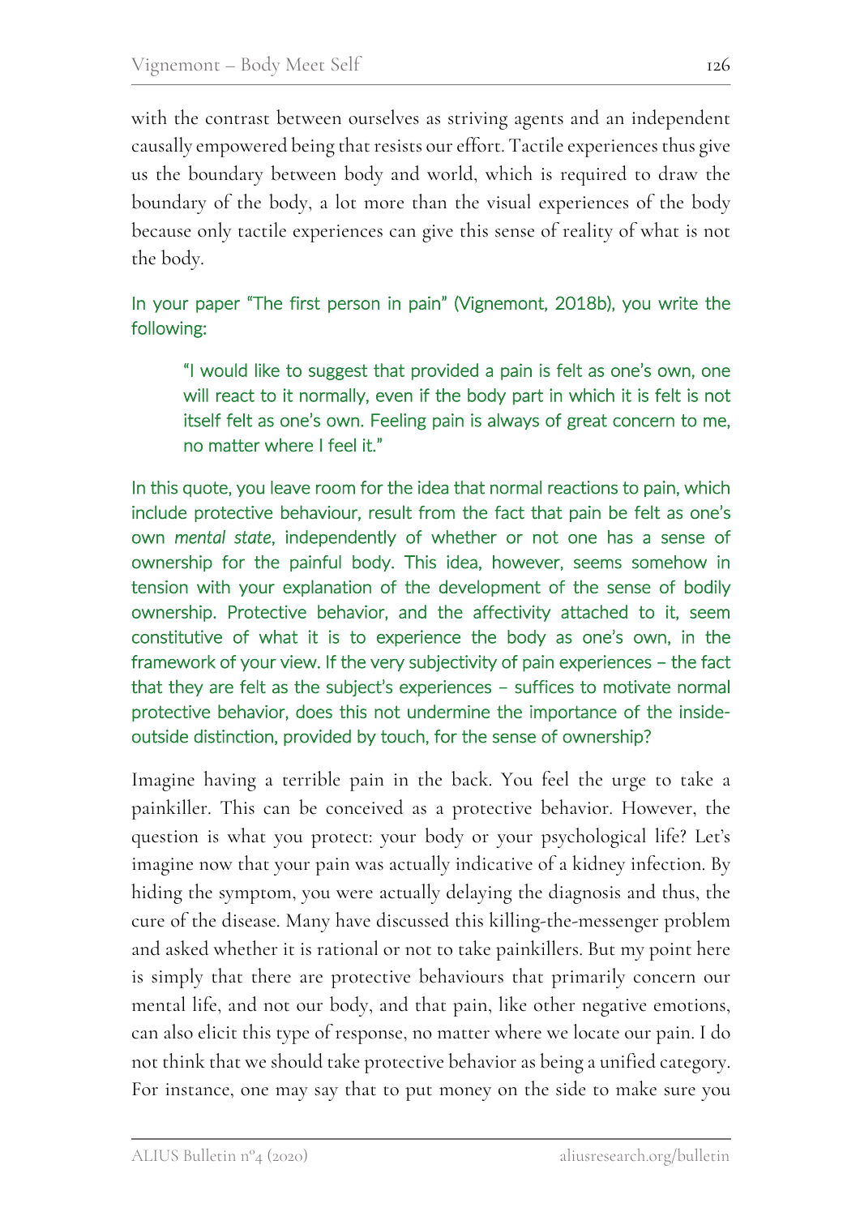with the contrast between ourselves as striving agents and an independent causally empowered being that resists our effort. Tactile experiences thus give us the boundary between body and world, which is required to draw the boundary of the body, a lot more than the visual experiences of the body because only tactile experiences can give this sense of reality of what is not the body.

In your paper "The first person in pain" (Vignemont, 2018b), you write the following:

> "I would like to suggest that provided a pain is felt as one's own, one will react to it normally, even if the body part in which it is felt is not itself felt as one's own. Feeling pain is always of great concern to me, no matter where I feel it."

In this quote, you leave room for the idea that normal reactions to pain, which include protective behaviour, result from the fact that pain be felt as one's own *mental state*, independently of whether or not one has a sense of ownership for the painful body. This idea, however, seems somehow in tension with your explanation of the development of the sense of bodily ownership. Protective behavior, and the affectivity attached to it, seem constitutive of what it is to experience the body as one's own, in the framework of your view. If the very subjectivity of pain experiences – the fact that they are felt as the subject's experiences – suffices to motivate normal protective behavior, does this not undermine the importance of the inside-outside distinction, provided by touch, for the sense of ownership?

Imagine having a terrible pain in the back. You feel the urge to take a painkiller. This can be conceived as a protective behavior. However, the question is what you protect: your body or your psychological life? Let's imagine now that your pain was actually indicative of a kidney infection. By hiding the symptom, you were actually delaying the diagnosis and thus, the cure of the disease. Many have discussed this killing-the-messenger problem and asked whether it is rational or not to take painkillers. But my point here is simply that there are protective behaviours that primarily concern our mental life, and not our body, and that pain, like other negative emotions, can also elicit this type of response, no matter where we locate our pain. I do not think that we should take protective behavior as being a unified category. For instance, one may say that to put money on the side to make sure you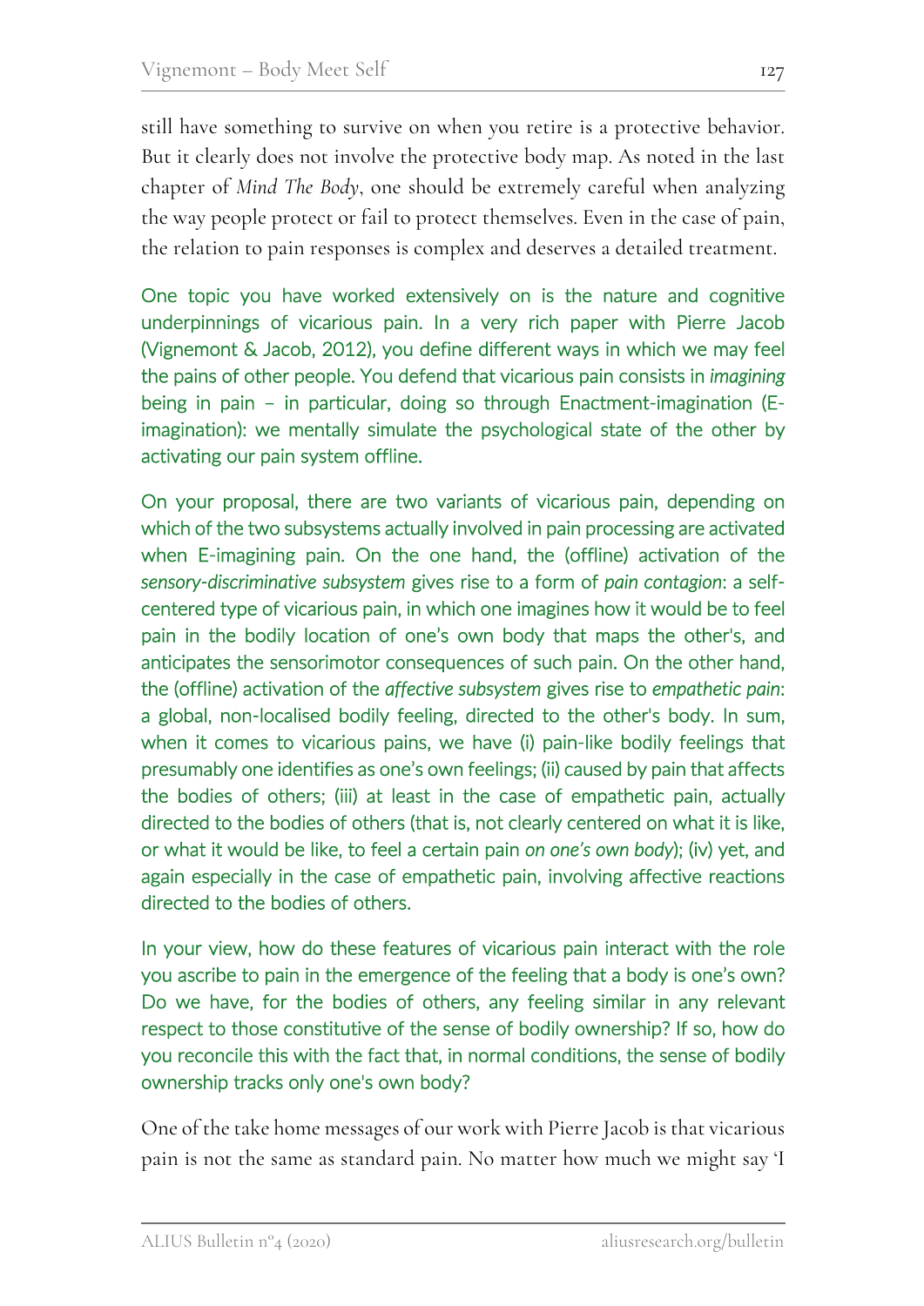still have something to survive on when you retire is a protective behavior. But it clearly does not involve the protective body map. As noted in the last chapter of *Mind The Body*, one should be extremely careful when analyzing the way people protect or fail to protect themselves. Even in the case of pain, the relation to pain responses is complex and deserves a detailed treatment.

One topic you have worked extensively on is the nature and cognitive underpinnings of vicarious pain. In a very rich paper with Pierre Jacob (Vignemont & Jacob, 2012), you define different ways in which we may feel the pains of other people. You defend that vicarious pain consists in *imagining* being in pain – in particular, doing so through Enactment-imagination (E-imagination): we mentally simulate the psychological state of the other by activating our pain system offline.

On your proposal, there are two variants of vicarious pain, depending on which of the two subsystems actually involved in pain processing are activated when E-imagining pain. On the one hand, the (offline) activation of the *sensory-discriminative subsystem* gives rise to a form of *pain contagion*: a self-centered type of vicarious pain, in which one imagines how it would be to feel pain in the bodily location of one's own body that maps the other's, and anticipates the sensorimotor consequences of such pain. On the other hand, the (offline) activation of the *affective subsystem* gives rise to *empathetic pain*: a global, non-localised bodily feeling, directed to the other's body. In sum, when it comes to vicarious pains, we have (i) pain-like bodily feelings that presumably one identifies as one's own feelings; (ii) caused by pain that affects the bodies of others; (iii) at least in the case of empathetic pain, actually directed to the bodies of others (that is, not clearly centered on what it is like, or what it would be like, to feel a certain pain *on one's own body*); (iv) yet, and again especially in the case of empathetic pain, involving affective reactions directed to the bodies of others.

In your view, how do these features of vicarious pain interact with the role you ascribe to pain in the emergence of the feeling that a body is one's own? Do we have, for the bodies of others, any feeling similar in any relevant respect to those constitutive of the sense of bodily ownership? If so, how do you reconcile this with the fact that, in normal conditions, the sense of bodily ownership tracks only one's own body?

One of the take home messages of our work with Pierre Jacob is that vicarious pain is not the same as standard pain. No matter how much we might say 'I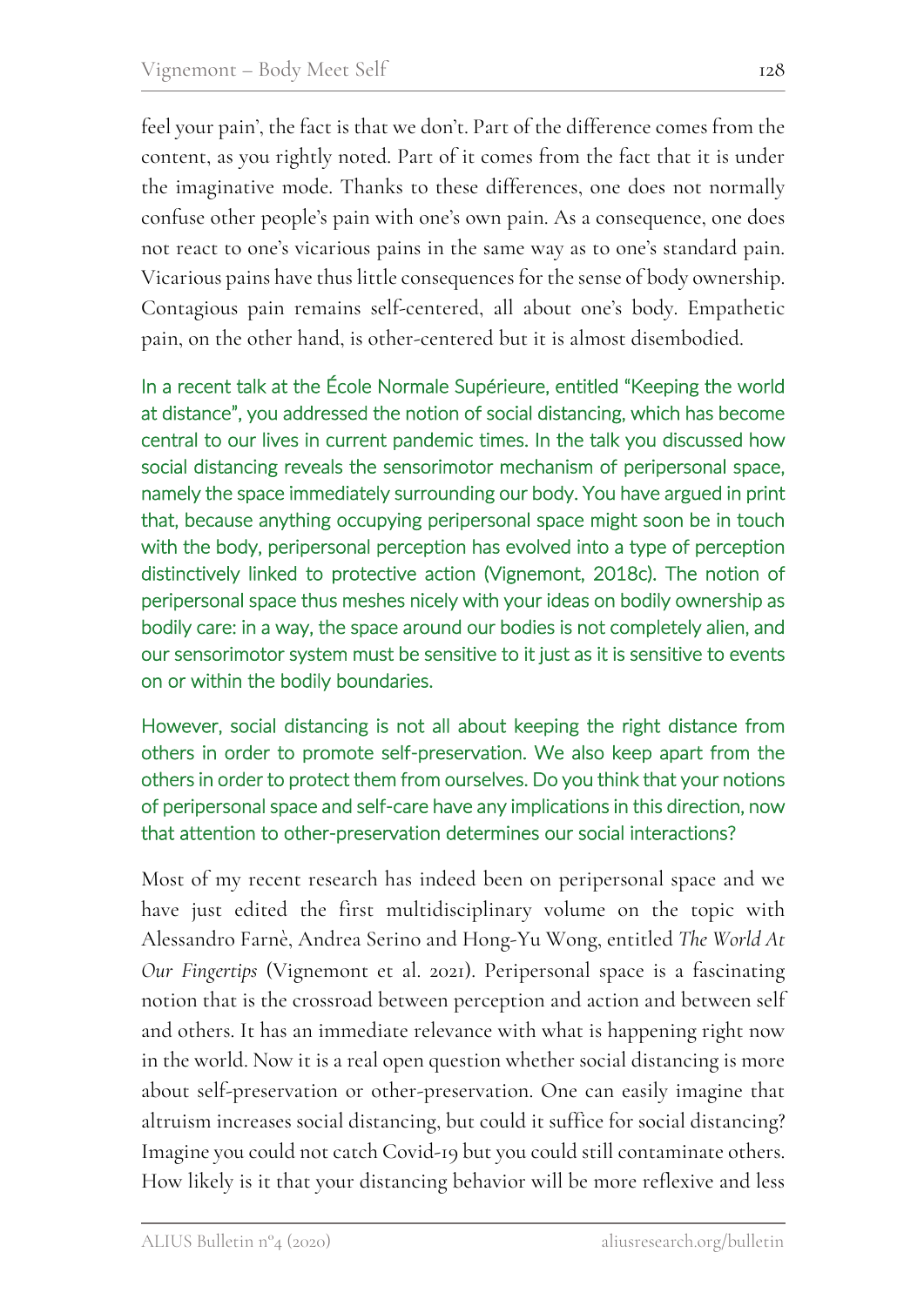feel your pain', the fact is that we don't. Part of the difference comes from the content, as you rightly noted. Part of it comes from the fact that it is under the imaginative mode. Thanks to these differences, one does not normally confuse other people's pain with one's own pain. As a consequence, one does not react to one's vicarious pains in the same way as to one's standard pain. Vicarious pains have thus little consequences for the sense of body ownership. Contagious pain remains self-centered, all about one's body. Empathetic pain, on the other hand, is other-centered but it is almost disembodied.

In a recent talk at the École Normale Supérieure, entitled "Keeping the world at distance", you addressed the notion of social distancing, which has become central to our lives in current pandemic times. In the talk you discussed how social distancing reveals the sensorimotor mechanism of peripersonal space, namely the space immediately surrounding our body. You have argued in print that, because anything occupying peripersonal space might soon be in touch with the body, peripersonal perception has evolved into a type of perception distinctively linked to protective action (Vignemont, 2018c). The notion of peripersonal space thus meshes nicely with your ideas on bodily ownership as bodily care: in a way, the space around our bodies is not completely alien, and our sensorimotor system must be sensitive to it just as it is sensitive to events on or within the bodily boundaries.

However, social distancing is not all about keeping the right distance from others in order to promote self-preservation. We also keep apart from the others in order to protect them from ourselves. Do you think that your notions of peripersonal space and self-care have any implications in this direction, now that attention to other-preservation determines our social interactions?

Most of my recent research has indeed been on peripersonal space and we have just edited the first multidisciplinary volume on the topic with Alessandro Farnè, Andrea Serino and Hong-Yu Wong, entitled *The World At Our Fingertips* (Vignemont et al. 2021). Peripersonal space is a fascinating notion that is the crossroad between perception and action and between self and others. It has an immediate relevance with what is happening right now in the world. Now it is a real open question whether social distancing is more about self-preservation or other-preservation. One can easily imagine that altruism increases social distancing, but could it suffice for social distancing? Imagine you could not catch Covid-19 but you could still contaminate others. How likely is it that your distancing behavior will be more reflexive and less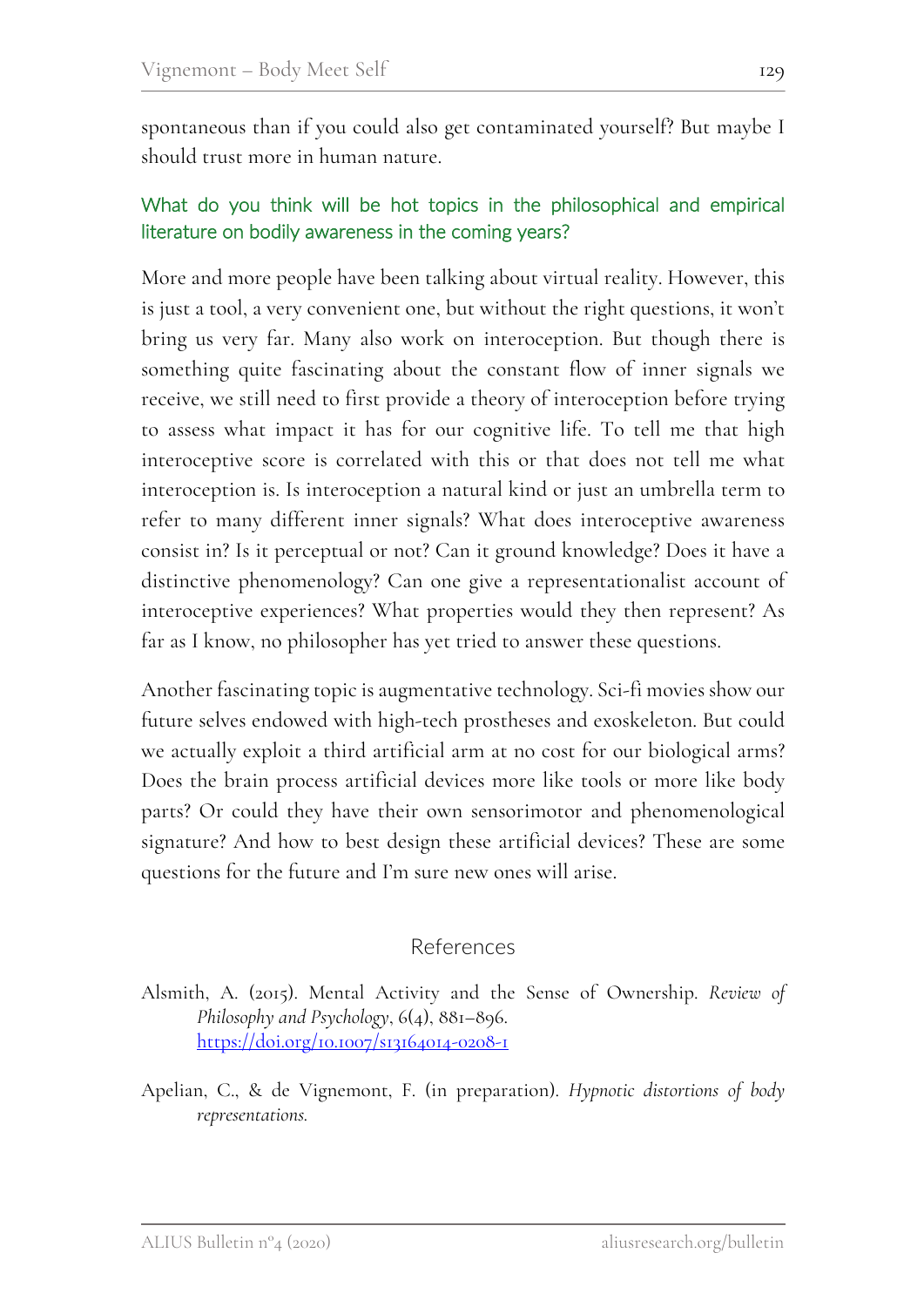spontaneous than if you could also get contaminated yourself? But maybe I should trust more in human nature.

### What do you think will be hot topics in the philosophical and empirical literature on bodily awareness in the coming years?

More and more people have been talking about virtual reality. However, this is just a tool, a very convenient one, but without the right questions, it won't bring us very far. Many also work on interoception. But though there is something quite fascinating about the constant flow of inner signals we receive, we still need to first provide a theory of interoception before trying to assess what impact it has for our cognitive life. To tell me that high interoceptive score is correlated with this or that does not tell me what interoception is. Is interoception a natural kind or just an umbrella term to refer to many different inner signals? What does interoceptive awareness consist in? Is it perceptual or not? Can it ground knowledge? Does it have a distinctive phenomenology? Can one give a representationalist account of interoceptive experiences? What properties would they then represent? As far as I know, no philosopher has yet tried to answer these questions.

Another fascinating topic is augmentative technology. Sci-fi movies show our future selves endowed with high-tech prostheses and exoskeleton. But could we actually exploit a third artificial arm at no cost for our biological arms? Does the brain process artificial devices more like tools or more like body parts? Or could they have their own sensorimotor and phenomenological signature? And how to best design these artificial devices? These are some questions for the future and I'm sure new ones will arise.

## References

Alsmith, A. (2015). Mental Activity and the Sense of Ownership. *Review of Philosophy and Psychology*, 6(4), 881–896. https://doi.org/10.1007/s13164014-0208-1

Apelian, C., & de Vignemont, F. (in preparation). *Hypnotic distortions of body representations.*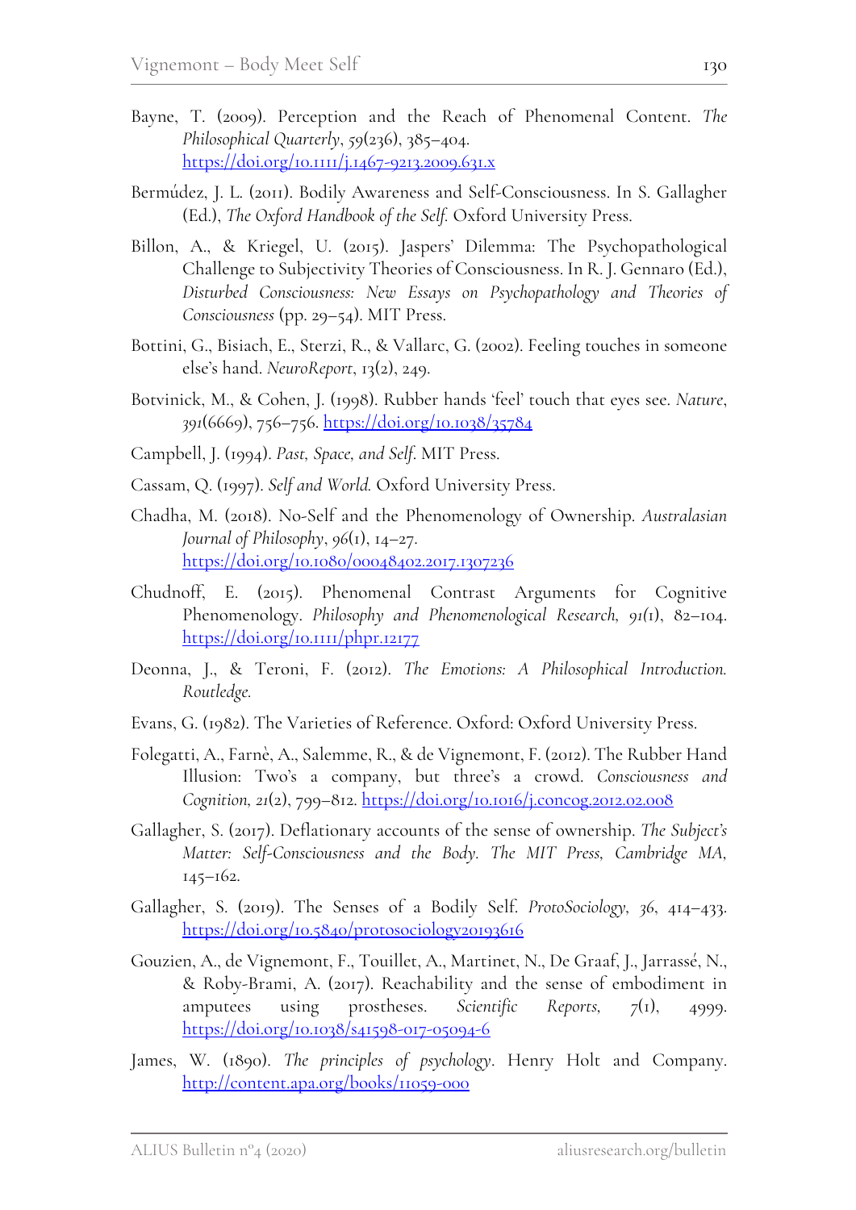Bayne, T. (2009). Perception and the Reach of Phenomenal Content. *The Philosophical Quarterly*, *59*(236), 385–404. https://doi.org/10.1111/j.1467-9213.2009.631.x

Bermúdez, J. L. (2011). Bodily Awareness and Self-Consciousness. In S. Gallagher (Ed.), *The Oxford Handbook of the Self.* Oxford University Press.

Billon, A., & Kriegel, U. (2015). Jaspers' Dilemma: The Psychopathological Challenge to Subjectivity Theories of Consciousness. In R. J. Gennaro (Ed.), *Disturbed Consciousness: New Essays on Psychopathology and Theories of Consciousness* (pp. 29–54). MIT Press.

Bottini, G., Bisiach, E., Sterzi, R., & Vallarc, G. (2002). Feeling touches in someone else's hand. *NeuroReport*, 13(2), 249.

Botvinick, M., & Cohen, J. (1998). Rubber hands 'feel' touch that eyes see. *Nature*, *391*(6669), 756–756. https://doi.org/10.1038/35784

Campbell, J. (1994). *Past, Space, and Self*. MIT Press.

Cassam, Q. (1997). *Self and World.* Oxford University Press.

Chadha, M. (2018). No-Self and the Phenomenology of Ownership. *Australasian Journal of Philosophy*, *96*(1), 14–27. https://doi.org/10.1080/00048402.2017.1307236

Chudnoff, E. (2015). Phenomenal Contrast Arguments for Cognitive Phenomenology. *Philosophy and Phenomenological Research, 91(*1), 82–104. https://doi.org/10.1111/phpr.12177

Deonna, J., & Teroni, F. (2012). *The Emotions: A Philosophical Introduction. Routledge.*

Evans, G. (1982). The Varieties of Reference. Oxford: Oxford University Press.

Folegatti, A., Farnè, A., Salemme, R., & de Vignemont, F. (2012). The Rubber Hand Illusion: Two's a company, but three's a crowd. *Consciousness and Cognition, 21*(2), 799–812. https://doi.org/10.1016/j.concog.2012.02.008

Gallagher, S. (2017). Deflationary accounts of the sense of ownership. *The Subject's Matter: Self-Consciousness and the Body. The MIT Press, Cambridge MA*, 145–162.

Gallagher, S. (2019). The Senses of a Bodily Self. *ProtoSociology*, *36*, 414–433. https://doi.org/10.5840/protosociology20193616

Gouzien, A., de Vignemont, F., Touillet, A., Martinet, N., De Graaf, J., Jarrassé, N., & Roby-Brami, A. (2017). Reachability and the sense of embodiment in amputees using prostheses. *Scientific Reports, 7*(1), 4999. https://doi.org/10.1038/s41598-017-05094-6

James, W. (1890). *The principles of psychology*. Henry Holt and Company. http://content.apa.org/books/11059-000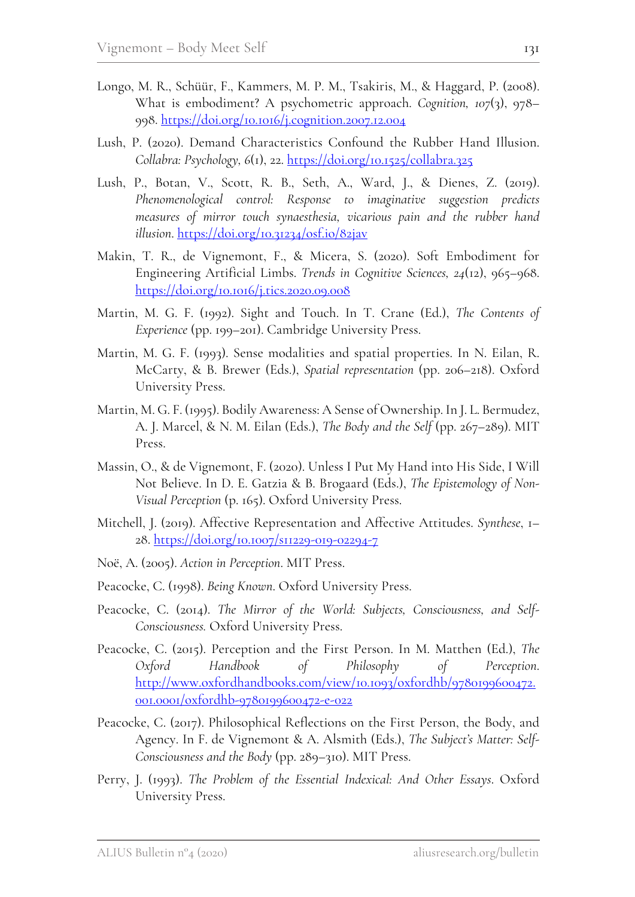Longo, M. R., Schüür, F., Kammers, M. P. M., Tsakiris, M., & Haggard, P. (2008). What is embodiment? A psychometric approach. *Cognition, 107*(3), 978–998. https://doi.org/10.1016/j.cognition.2007.12.004

Lush, P. (2020). Demand Characteristics Confound the Rubber Hand Illusion. *Collabra: Psychology, 6*(1), 22. https://doi.org/10.1525/collabra.325

Lush, P., Botan, V., Scott, R. B., Seth, A., Ward, J., & Dienes, Z. (2019). *Phenomenological control: Response to imaginative suggestion predicts measures of mirror touch synaesthesia, vicarious pain and the rubber hand illusion*. https://doi.org/10.31234/osf.io/82jav

Makin, T. R., de Vignemont, F., & Micera, S. (2020). Soft Embodiment for Engineering Artificial Limbs. *Trends in Cognitive Sciences, 24*(12), 965–968. https://doi.org/10.1016/j.tics.2020.09.008

Martin, M. G. F. (1992). Sight and Touch. In T. Crane (Ed.), *The Contents of Experience* (pp. 199–201). Cambridge University Press.

Martin, M. G. F. (1993). Sense modalities and spatial properties. In N. Eilan, R. McCarty, & B. Brewer (Eds.), *Spatial representation* (pp. 206–218). Oxford University Press.

Martin, M. G. F. (1995). Bodily Awareness: A Sense of Ownership. In J. L. Bermudez, A. J. Marcel, & N. M. Eilan (Eds.), *The Body and the Self* (pp. 267–289). MIT Press.

Massin, O., & de Vignemont, F. (2020). Unless I Put My Hand into His Side, I Will Not Believe. In D. E. Gatzia & B. Brogaard (Eds.), *The Epistemology of Non-Visual Perception* (p. 165). Oxford University Press.

Mitchell, J. (2019). Affective Representation and Affective Attitudes. *Synthese*, 1–28. https://doi.org/10.1007/s11229-019-02294-7

Noë, A. (2005). *Action in Perception*. MIT Press.

Peacocke, C. (1998). *Being Known*. Oxford University Press.

Peacocke, C. (2014). *The Mirror of the World: Subjects, Consciousness, and Self-Consciousness.* Oxford University Press.

Peacocke, C. (2015). Perception and the First Person. In M. Matthen (Ed.), *The Oxford Handbook of Philosophy of Perception*. http://www.oxfordhandbooks.com/view/10.1093/oxfordhb/9780199600472.001.0001/oxfordhb-9780199600472-e-022

Peacocke, C. (2017). Philosophical Reflections on the First Person, the Body, and Agency. In F. de Vignemont & A. Alsmith (Eds.), *The Subject's Matter: Self-Consciousness and the Body* (pp. 289–310). MIT Press.

Perry, J. (1993). *The Problem of the Essential Indexical: And Other Essays*. Oxford University Press.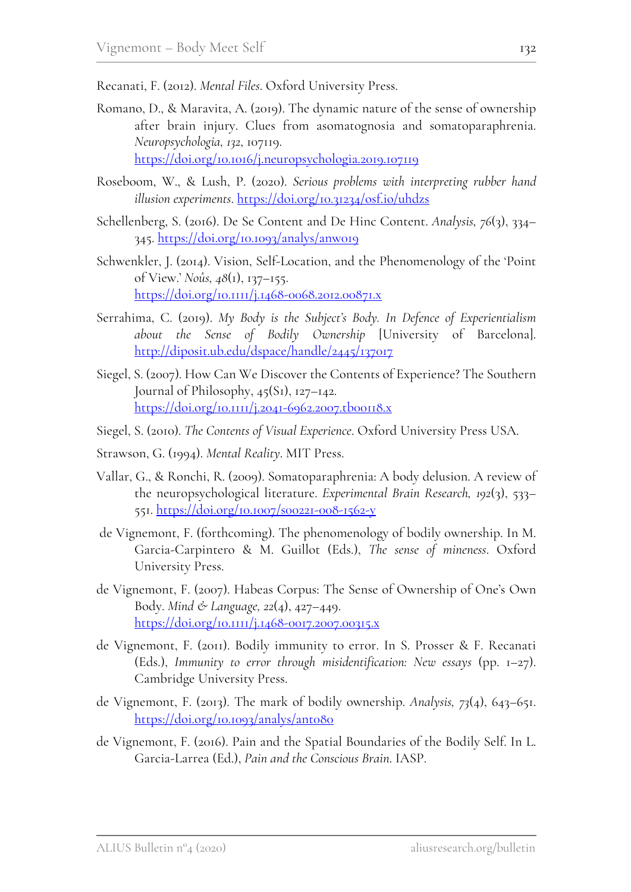Recanati, F. (2012). *Mental Files*. Oxford University Press.

Romano, D., & Maravita, A. (2019). The dynamic nature of the sense of ownership after brain injury. Clues from asomatognosia and somatoparaphrenia. *Neuropsychologia*, *132*, 107119. https://doi.org/10.1016/j.neuropsychologia.2019.107119

Roseboom, W., & Lush, P. (2020). *Serious problems with interpreting rubber hand illusion experiments*. https://doi.org/10.31234/osf.io/uhdzs

Schellenberg, S. (2016). De Se Content and De Hinc Content. *Analysis*, *76*(3), 334–345. https://doi.org/10.1093/analys/anw019

Schwenkler, J. (2014). Vision, Self-Location, and the Phenomenology of the 'Point of View.' *Noûs*, *48*(1), 137–155. https://doi.org/10.1111/j.1468-0068.2012.00871.x

Serrahima, C. (2019). *My Body is the Subject's Body. In Defence of Experientialism about the Sense of Bodily Ownership* [University of Barcelona]. http://diposit.ub.edu/dspace/handle/2445/137017

Siegel, S. (2007). How Can We Discover the Contents of Experience? The Southern Journal of Philosophy, 45(S1), 127–142. https://doi.org/10.1111/j.2041-6962.2007.tb00118.x

Siegel, S. (2010). *The Contents of Visual Experience*. Oxford University Press USA.

Strawson, G. (1994). *Mental Reality*. MIT Press.

Vallar, G., & Ronchi, R. (2009). Somatoparaphrenia: A body delusion. A review of the neuropsychological literature. *Experimental Brain Research*, *192*(3), 533–551. https://doi.org/10.1007/s00221-008-1562-y

de Vignemont, F. (forthcoming). The phenomenology of bodily ownership. In M. Garcia-Carpintero & M. Guillot (Eds.), *The sense of mineness*. Oxford University Press.

de Vignemont, F. (2007). Habeas Corpus: The Sense of Ownership of One's Own Body. *Mind & Language*, *22*(4), 427–449. https://doi.org/10.1111/j.1468-0017.2007.00315.x

de Vignemont, F. (2011). Bodily immunity to error. In S. Prosser & F. Recanati (Eds.), *Immunity to error through misidentification: New essays* (pp. 1–27). Cambridge University Press.

de Vignemont, F. (2013). The mark of bodily ownership. *Analysis*, *73*(4), 643–651. https://doi.org/10.1093/analys/ant080

de Vignemont, F. (2016). Pain and the Spatial Boundaries of the Bodily Self. In L. Garcia-Larrea (Ed.), *Pain and the Conscious Brain*. IASP.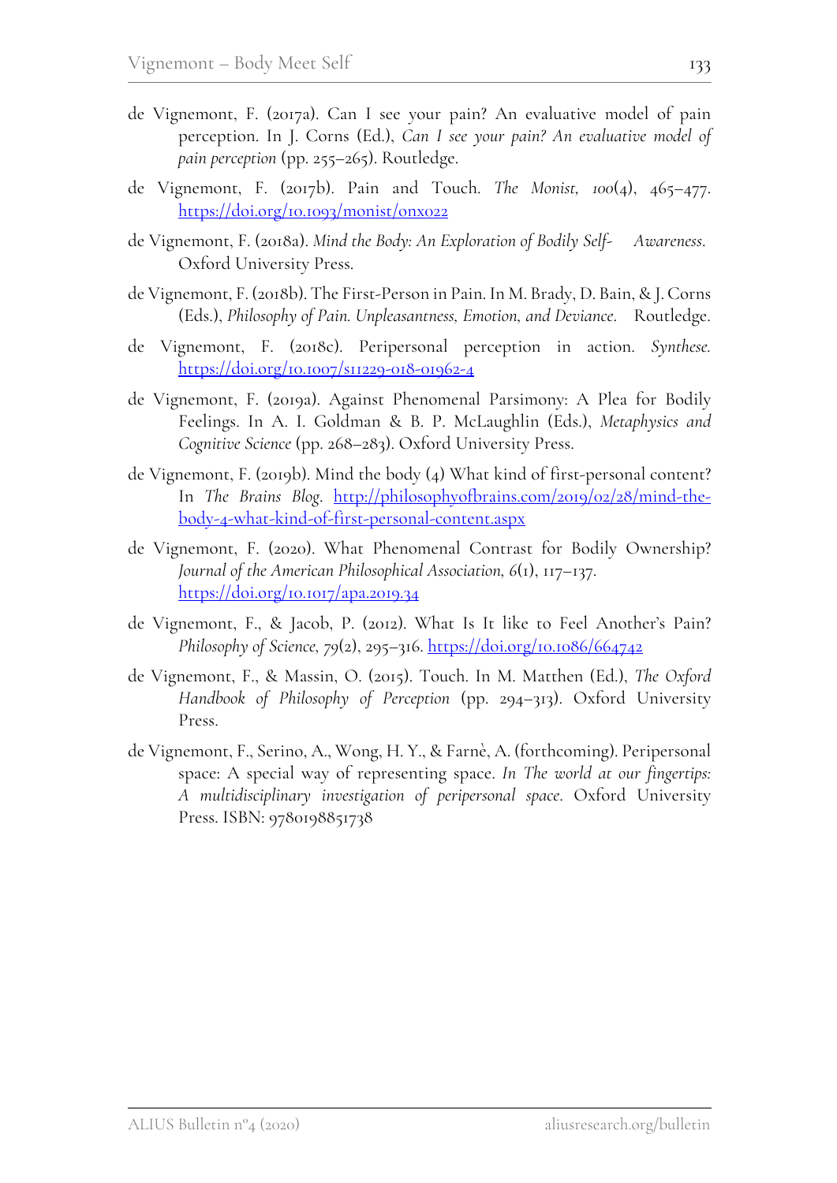de Vignemont, F. (2017a). Can I see your pain? An evaluative model of pain perception. In J. Corns (Ed.), *Can I see your pain? An evaluative model of pain perception* (pp. 255–265). Routledge.

de Vignemont, F. (2017b). Pain and Touch. *The Monist, 100*(4), 465–477. https://doi.org/10.1093/monist/onx022

de Vignemont, F. (2018a). *Mind the Body: An Exploration of Bodily Self- Awareness*. Oxford University Press.

de Vignemont, F. (2018b). The First-Person in Pain. In M. Brady, D. Bain, & J. Corns (Eds.), *Philosophy of Pain. Unpleasantness, Emotion, and Deviance*. Routledge.

de Vignemont, F. (2018c). Peripersonal perception in action. *Synthese.* https://doi.org/10.1007/s11229-018-01962-4

de Vignemont, F. (2019a). Against Phenomenal Parsimony: A Plea for Bodily Feelings. In A. I. Goldman & B. P. McLaughlin (Eds.), *Metaphysics and Cognitive Science* (pp. 268–283). Oxford University Press.

de Vignemont, F. (2019b). Mind the body (4) What kind of first-personal content? In *The Brains Blog*. http://philosophyofbrains.com/2019/02/28/mind-the-body-4-what-kind-of-first-personal-content.aspx

de Vignemont, F. (2020). What Phenomenal Contrast for Bodily Ownership? *Journal of the American Philosophical Association, 6*(1), 117–137. https://doi.org/10.1017/apa.2019.34

de Vignemont, F., & Jacob, P. (2012). What Is It like to Feel Another's Pain? *Philosophy of Science, 79*(2), 295–316. https://doi.org/10.1086/664742

de Vignemont, F., & Massin, O. (2015). Touch. In M. Matthen (Ed.), *The Oxford Handbook of Philosophy of Perception* (pp. 294–313). Oxford University Press.

de Vignemont, F., Serino, A., Wong, H. Y., & Farnè, A. (forthcoming). Peripersonal space: A special way of representing space. *In The world at our fingertips: A multidisciplinary investigation of peripersonal space*. Oxford University Press. ISBN: 9780198851738